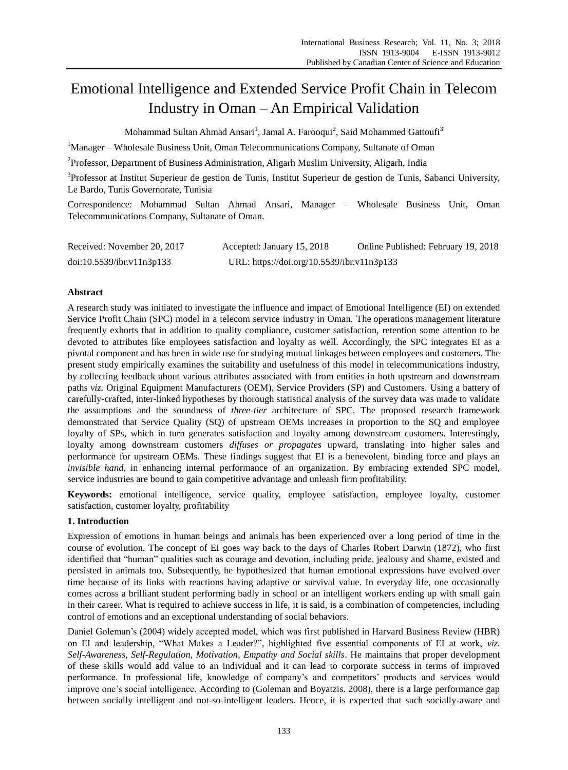# Emotional Intelligence and Extended Service Profit Chain in Telecom Industry in Oman – An Empirical Validation

Mohammad Sultan Ahmad Ansari[1], Jamal A. Farooqui[2], Said Mohammed Gattoufi[3]

[1]Manager – Wholesale Business Unit, Oman Telecommunications Company, Sultanate of Oman

[2]Professor, Department of Business Administration, Aligarh Muslim University, Aligarh, India

[3]Professor at Institut Superieur de gestion de Tunis, Institut Superieur de gestion de Tunis, Sabanci University, Le Bardo, Tunis Governorate, Tunisia

Correspondence: Mohammad Sultan Ahmad Ansari, Manager – Wholesale Business Unit, Oman Telecommunications Company, Sultanate of Oman.

Received: November 20, 2017 Accepted: January 15, 2018 Online Published: February 19, 2018

doi:10.5539/ibr.v11n3p133 URL: https://doi.org/10.5539/ibr.v11n3p133

## Abstract

A research study was initiated to investigate the influence and impact of Emotional Intelligence (EI) on extended Service Profit Chain (SPC) model in a telecom service industry in Oman. The operations management literature frequently exhorts that in addition to quality compliance, customer satisfaction, retention some attention to be devoted to attributes like employees satisfaction and loyalty as well. Accordingly, the SPC integrates EI as a pivotal component and has been in wide use for studying mutual linkages between employees and customers. The present study empirically examines the suitability and usefulness of this model in telecommunications industry, by collecting feedback about various attributes associated with from entities in both upstream and downstream paths *viz.* Original Equipment Manufacturers (OEM), Service Providers (SP) and Customers. Using a battery of carefully-crafted, inter-linked hypotheses by thorough statistical analysis of the survey data was made to validate the assumptions and the soundness of *three-tier* architecture of SPC. The proposed research framework demonstrated that Service Quality (SQ) of upstream OEMs increases in proportion to the SQ and employee loyalty of SPs, which in turn generates satisfaction and loyalty among downstream customers. Interestingly, loyalty among downstream customers *diffuses or propagates* upward, translating into higher sales and performance for upstream OEMs. These findings suggest that EI is a benevolent, binding force and plays an *invisible hand,* in enhancing internal performance of an organization. By embracing extended SPC model, service industries are bound to gain competitive advantage and unleash firm profitability.

**Keywords:** emotional intelligence, service quality, employee satisfaction, employee loyalty, customer satisfaction, customer loyalty, profitability

## 1. Introduction

Expression of emotions in human beings and animals has been experienced over a long period of time in the course of evolution. The concept of EI goes way back to the days of Charles Robert Darwin (1872), who first identified that "human" qualities such as courage and devotion, including pride, jealousy and shame, existed and persisted in animals too. Subsequently, he hypothesized that human emotional expressions have evolved over time because of its links with reactions having adaptive or survival value. In everyday life, one occasionally comes across a brilliant student performing badly in school or an intelligent workers ending up with small gain in their career. What is required to achieve success in life, it is said, is a combination of competencies, including control of emotions and an exceptional understanding of social behaviors.

Daniel Goleman's (2004) widely accepted model, which was first published in Harvard Business Review (HBR) on EI and leadership, "What Makes a Leader?", highlighted five essential components of EI at work, *viz. Self-Awareness, Self-Regulation, Motivation, Empathy and Social skills*. He maintains that proper development of these skills would add value to an individual and it can lead to corporate success in terms of improved performance. In professional life, knowledge of company's and competitors' products and services would improve one's social intelligence. According to (Goleman and Boyatzis. 2008), there is a large performance gap between socially intelligent and not-so-intelligent leaders. Hence, it is expected that such socially-aware and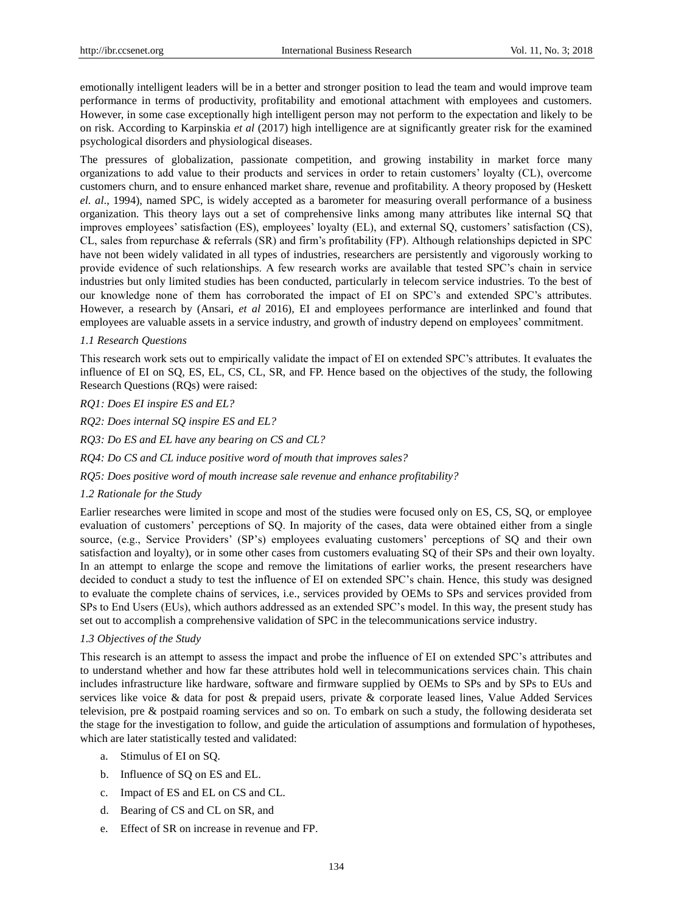emotionally intelligent leaders will be in a better and stronger position to lead the team and would improve team performance in terms of productivity, profitability and emotional attachment with employees and customers. However, in some case exceptionally high intelligent person may not perform to the expectation and likely to be on risk. According to Karpinskia *et al* (2017) high intelligence are at significantly greater risk for the examined psychological disorders and physiological diseases.

The pressures of globalization, passionate competition, and growing instability in market force many organizations to add value to their products and services in order to retain customers' loyalty (CL), overcome customers churn, and to ensure enhanced market share, revenue and profitability. A theory proposed by (Heskett *el. al.*, 1994), named SPC, is widely accepted as a barometer for measuring overall performance of a business organization. This theory lays out a set of comprehensive links among many attributes like internal SQ that improves employees' satisfaction (ES), employees' loyalty (EL), and external SQ, customers' satisfaction (CS), CL, sales from repurchase & referrals (SR) and firm's profitability (FP). Although relationships depicted in SPC have not been widely validated in all types of industries, researchers are persistently and vigorously working to provide evidence of such relationships. A few research works are available that tested SPC's chain in service industries but only limited studies has been conducted, particularly in telecom service industries. To the best of our knowledge none of them has corroborated the impact of EI on SPC's and extended SPC's attributes. However, a research by (Ansari, *et al* 2016), EI and employees performance are interlinked and found that employees are valuable assets in a service industry, and growth of industry depend on employees' commitment.

### *1.1 Research Questions*

This research work sets out to empirically validate the impact of EI on extended SPC's attributes. It evaluates the influence of EI on SQ, ES, EL, CS, CL, SR, and FP. Hence based on the objectives of the study, the following Research Questions (RQs) were raised:

*RQ1: Does EI inspire ES and EL?*

*RQ2: Does internal SQ inspire ES and EL?*

*RQ3: Do ES and EL have any bearing on CS and CL?*

*RQ4: Do CS and CL induce positive word of mouth that improves sales?*

*RQ5: Does positive word of mouth increase sale revenue and enhance profitability?*

### *1.2 Rationale for the Study*

Earlier researches were limited in scope and most of the studies were focused only on ES, CS, SQ, or employee evaluation of customers' perceptions of SQ. In majority of the cases, data were obtained either from a single source, (e.g., Service Providers' (SP's) employees evaluating customers' perceptions of SQ and their own satisfaction and loyalty), or in some other cases from customers evaluating SQ of their SPs and their own loyalty. In an attempt to enlarge the scope and remove the limitations of earlier works, the present researchers have decided to conduct a study to test the influence of EI on extended SPC's chain. Hence, this study was designed to evaluate the complete chains of services, i.e., services provided by OEMs to SPs and services provided from SPs to End Users (EUs), which authors addressed as an extended SPC's model. In this way, the present study has set out to accomplish a comprehensive validation of SPC in the telecommunications service industry.

### *1.3 Objectives of the Study*

This research is an attempt to assess the impact and probe the influence of EI on extended SPC's attributes and to understand whether and how far these attributes hold well in telecommunications services chain. This chain includes infrastructure like hardware, software and firmware supplied by OEMs to SPs and by SPs to EUs and services like voice & data for post & prepaid users, private & corporate leased lines, Value Added Services television, pre & postpaid roaming services and so on. To embark on such a study, the following desiderata set the stage for the investigation to follow, and guide the articulation of assumptions and formulation of hypotheses, which are later statistically tested and validated:

a. Stimulus of EI on SQ.

b. Influence of SQ on ES and EL.

c. Impact of ES and EL on CS and CL.

d. Bearing of CS and CL on SR, and

e. Effect of SR on increase in revenue and FP.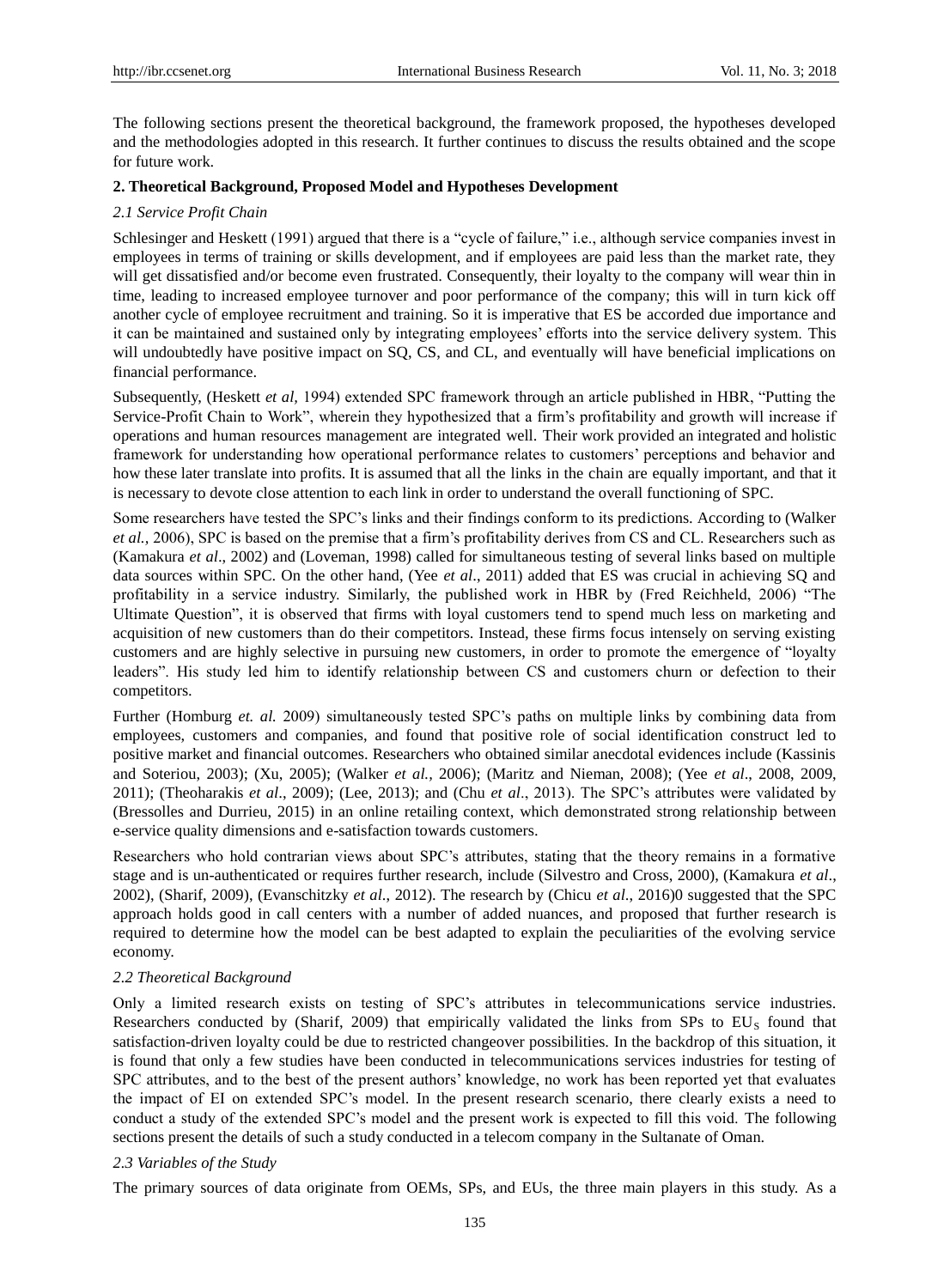The following sections present the theoretical background, the framework proposed, the hypotheses developed and the methodologies adopted in this research. It further continues to discuss the results obtained and the scope for future work.

## 2. Theoretical Background, Proposed Model and Hypotheses Development

### *2.1 Service Profit Chain*

Schlesinger and Heskett (1991) argued that there is a "cycle of failure," i.e., although service companies invest in employees in terms of training or skills development, and if employees are paid less than the market rate, they will get dissatisfied and/or become even frustrated. Consequently, their loyalty to the company will wear thin in time, leading to increased employee turnover and poor performance of the company; this will in turn kick off another cycle of employee recruitment and training. So it is imperative that ES be accorded due importance and it can be maintained and sustained only by integrating employees' efforts into the service delivery system. This will undoubtedly have positive impact on SQ, CS, and CL, and eventually will have beneficial implications on financial performance.

Subsequently, (Heskett *et al,* 1994) extended SPC framework through an article published in HBR, "Putting the Service-Profit Chain to Work", wherein they hypothesized that a firm's profitability and growth will increase if operations and human resources management are integrated well. Their work provided an integrated and holistic framework for understanding how operational performance relates to customers' perceptions and behavior and how these later translate into profits. It is assumed that all the links in the chain are equally important, and that it is necessary to devote close attention to each link in order to understand the overall functioning of SPC.

Some researchers have tested the SPC's links and their findings conform to its predictions. According to (Walker *et al.,* 2006), SPC is based on the premise that a firm's profitability derives from CS and CL. Researchers such as (Kamakura *et al*., 2002) and (Loveman, 1998) called for simultaneous testing of several links based on multiple data sources within SPC. On the other hand, (Yee *et al*., 2011) added that ES was crucial in achieving SQ and profitability in a service industry. Similarly, the published work in HBR by (Fred Reichheld, 2006) "The Ultimate Question", it is observed that firms with loyal customers tend to spend much less on marketing and acquisition of new customers than do their competitors. Instead, these firms focus intensely on serving existing customers and are highly selective in pursuing new customers, in order to promote the emergence of "loyalty leaders". His study led him to identify relationship between CS and customers churn or defection to their competitors.

Further (Homburg *et. al.* 2009) simultaneously tested SPC's paths on multiple links by combining data from employees, customers and companies, and found that positive role of social identification construct led to positive market and financial outcomes. Researchers who obtained similar anecdotal evidences include (Kassinis and Soteriou, 2003); (Xu, 2005); (Walker *et al.,* 2006); (Maritz and Nieman, 2008); (Yee *et al*., 2008, 2009, 2011); (Theoharakis *et al*., 2009); (Lee, 2013); and (Chu *et al*., 2013). The SPC's attributes were validated by (Bressolles and Durrieu, 2015) in an online retailing context, which demonstrated strong relationship between e-service quality dimensions and e-satisfaction towards customers.

Researchers who hold contrarian views about SPC's attributes, stating that the theory remains in a formative stage and is un-authenticated or requires further research, include (Silvestro and Cross, 2000), (Kamakura *et al*., 2002), (Sharif, 2009), (Evanschitzky *et al*., 2012). The research by (Chicu *et al*., 2016)0 suggested that the SPC approach holds good in call centers with a number of added nuances, and proposed that further research is required to determine how the model can be best adapted to explain the peculiarities of the evolving service economy.

### *2.2 Theoretical Background*

Only a limited research exists on testing of SPC's attributes in telecommunications service industries. Researchers conducted by (Sharif, 2009) that empirically validated the links from SPs to $EU_S$ found that satisfaction-driven loyalty could be due to restricted changeover possibilities. In the backdrop of this situation, it is found that only a few studies have been conducted in telecommunications services industries for testing of SPC attributes, and to the best of the present authors' knowledge, no work has been reported yet that evaluates the impact of EI on extended SPC's model. In the present research scenario, there clearly exists a need to conduct a study of the extended SPC's model and the present work is expected to fill this void. The following sections present the details of such a study conducted in a telecom company in the Sultanate of Oman.

### *2.3 Variables of the Study*

The primary sources of data originate from OEMs, SPs, and EUs, the three main players in this study. As a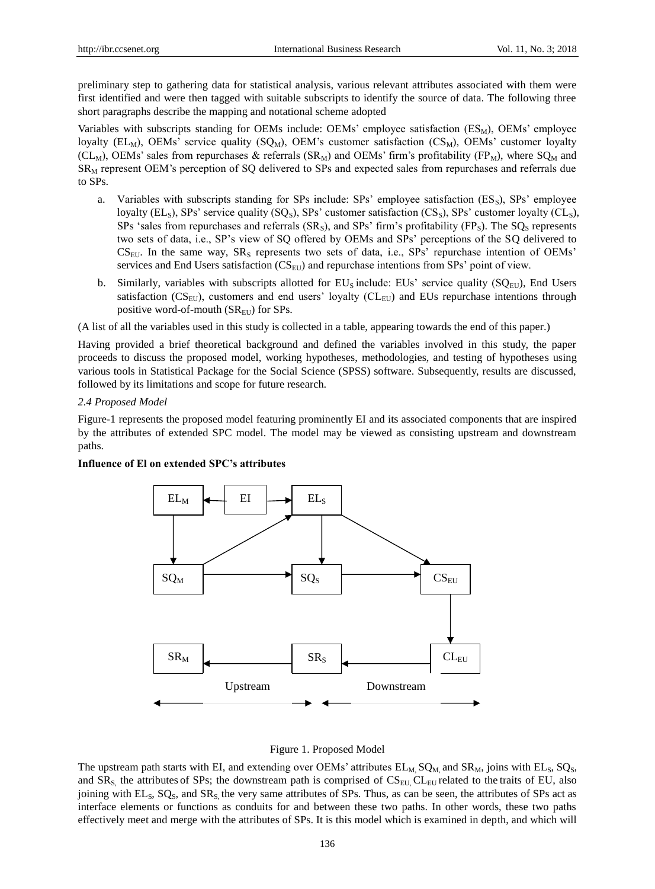preliminary step to gathering data for statistical analysis, various relevant attributes associated with them were first identified and were then tagged with suitable subscripts to identify the source of data. The following three short paragraphs describe the mapping and notational scheme adopted

Variables with subscripts standing for OEMs include: OEMs' employee satisfaction ($ES_M$), OEMs' employee loyalty ($EL_M$), OEMs' service quality ($SQ_M$), OEM's customer satisfaction ($CS_M$), OEMs' customer loyalty ($CL_M$), OEMs' sales from repurchases & referrals ($SR_M$) and OEMs' firm's profitability ($FP_M$), where $SQ_M$ and $SR_M$ represent OEM's perception of SQ delivered to SPs and expected sales from repurchases and referrals due to SPs.

a. Variables with subscripts standing for SPs include: SPs' employee satisfaction ($ES_S$), SPs' employee loyalty ($EL_S$), SPs' service quality ($SQ_S$), SPs' customer satisfaction ($CS_S$), SPs' customer loyalty ($CL_S$), SPs 'sales from repurchases and referrals ($SR_S$), and SPs' firm's profitability ($FP_S$). The $SQ_S$ represents two sets of data, i.e., SP's view of SQ offered by OEMs and SPs' perceptions of the SQ delivered to $CS_{EU}$. In the same way, $SR_S$ represents two sets of data, i.e., SPs' repurchase intention of OEMs' services and End Users satisfaction ($CS_{EU}$) and repurchase intentions from SPs' point of view.

b. Similarly, variables with subscripts allotted for $EU_S$ include: EUs' service quality ($SQ_{EU}$), End Users satisfaction ($CS_{EU}$), customers and end users' loyalty ($CL_{EU}$) and EUs repurchase intentions through positive word-of-mouth ($SR_{EU}$) for SPs.

(A list of all the variables used in this study is collected in a table, appearing towards the end of this paper.)

Having provided a brief theoretical background and defined the variables involved in this study, the paper proceeds to discuss the proposed model, working hypotheses, methodologies, and testing of hypotheses using various tools in Statistical Package for the Social Science (SPSS) software. Subsequently, results are discussed, followed by its limitations and scope for future research.

*2.4 Proposed Model*

Figure-1 represents the proposed model featuring prominently EI and its associated components that are inspired by the attributes of extended SPC model. The model may be viewed as consisting upstream and downstream paths.

**Influence of El on extended SPC's attributes**

Figure 1. Proposed Model

The upstream path starts with EI, and extending over OEMs' attributes $EL_M$, $SQ_M$, and $SR_M$, joins with $EL_S$, $SQ_S$, and $SR_S$, the attributes of SPs; the downstream path is comprised of $CS_{EU}$, $CL_{EU}$ related to the traits of EU, also joining with $EL_S$, $SQ_S$, and $SR_S$, the very same attributes of SPs. Thus, as can be seen, the attributes of SPs act as interface elements or functions as conduits for and between these two paths. In other words, these two paths effectively meet and merge with the attributes of SPs. It is this model which is examined in depth, and which will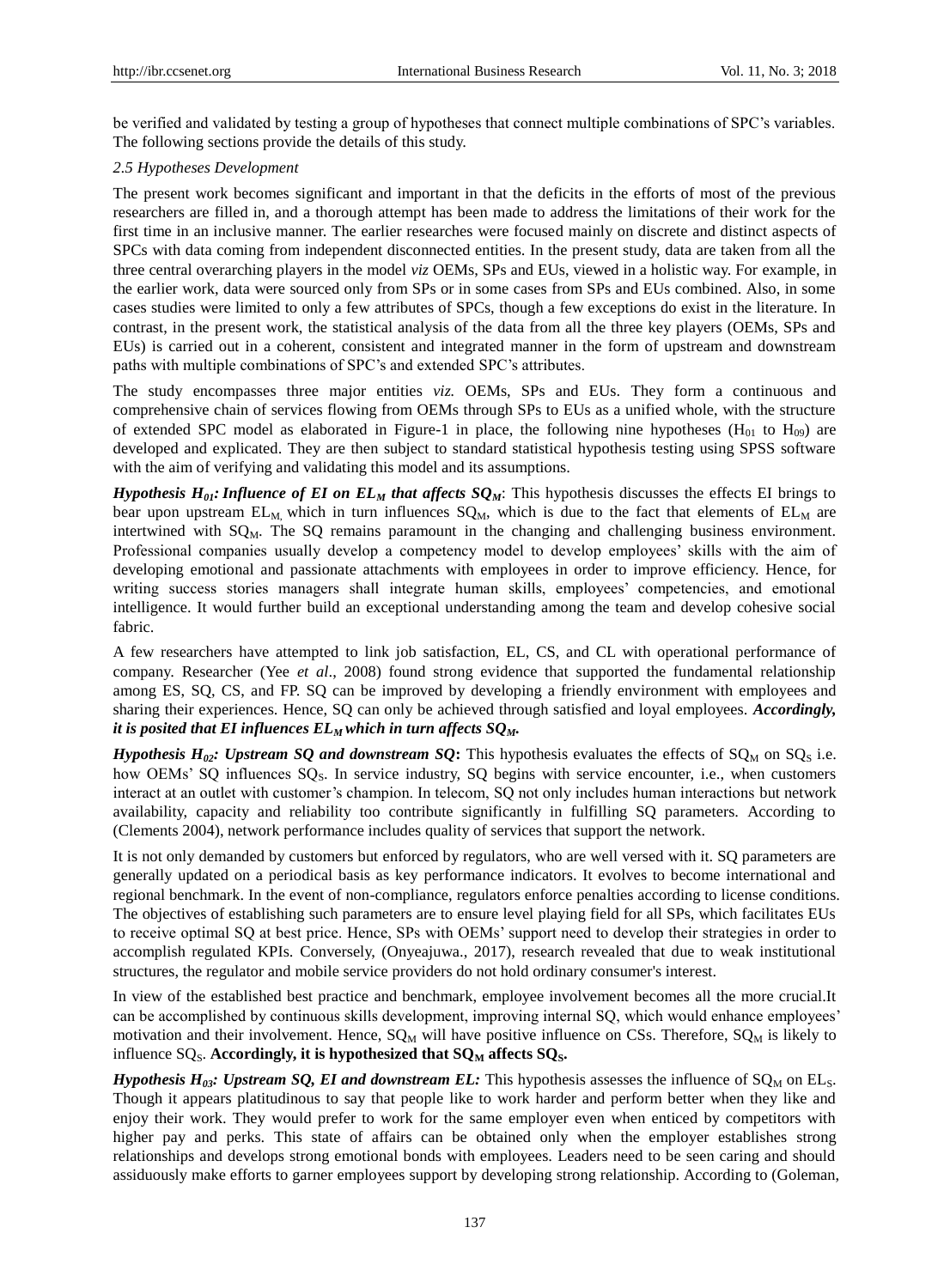be verified and validated by testing a group of hypotheses that connect multiple combinations of SPC's variables. The following sections provide the details of this study.

*2.5 Hypotheses Development*

The present work becomes significant and important in that the deficits in the efforts of most of the previous researchers are filled in, and a thorough attempt has been made to address the limitations of their work for the first time in an inclusive manner. The earlier researches were focused mainly on discrete and distinct aspects of SPCs with data coming from independent disconnected entities. In the present study, data are taken from all the three central overarching players in the model *viz* OEMs, SPs and EUs, viewed in a holistic way. For example, in the earlier work, data were sourced only from SPs or in some cases from SPs and EUs combined. Also, in some cases studies were limited to only a few attributes of SPCs, though a few exceptions do exist in the literature. In contrast, in the present work, the statistical analysis of the data from all the three key players (OEMs, SPs and EUs) is carried out in a coherent, consistent and integrated manner in the form of upstream and downstream paths with multiple combinations of SPC's and extended SPC's attributes.

The study encompasses three major entities *viz.* OEMs, SPs and EUs. They form a continuous and comprehensive chain of services flowing from OEMs through SPs to EUs as a unified whole, with the structure of extended SPC model as elaborated in Figure-1 in place, the following nine hypotheses ($H_{01}$ to $H_{09}$) are developed and explicated. They are then subject to standard statistical hypothesis testing using SPSS software with the aim of verifying and validating this model and its assumptions.

***Hypothesis $H_{01}$: Influence of EI on $EL_M$ that affects $SQ_M$***: This hypothesis discusses the effects EI brings to bear upon upstream $EL_M$, which in turn influences $SQ_M$, which is due to the fact that elements of $EL_M$ are intertwined with $SQ_M$. The SQ remains paramount in the changing and challenging business environment. Professional companies usually develop a competency model to develop employees' skills with the aim of developing emotional and passionate attachments with employees in order to improve efficiency. Hence, for writing success stories managers shall integrate human skills, employees' competencies, and emotional intelligence. It would further build an exceptional understanding among the team and develop cohesive social fabric.

A few researchers have attempted to link job satisfaction, EL, CS, and CL with operational performance of company. Researcher (Yee *et al*., 2008) found strong evidence that supported the fundamental relationship among ES, SQ, CS, and FP. SQ can be improved by developing a friendly environment with employees and sharing their experiences. Hence, SQ can only be achieved through satisfied and loyal employees. ***Accordingly, it is posited that EI influences $EL_M$ which in turn affects $SQ_M$.***

***Hypothesis $H_{02}$: Upstream SQ and downstream SQ*:** This hypothesis evaluates the effects of $SQ_M$ on $SQ_S$ i.e. how OEMs' SQ influences $SQ_S$. In service industry, SQ begins with service encounter, i.e., when customers interact at an outlet with customer's champion. In telecom, SQ not only includes human interactions but network availability, capacity and reliability too contribute significantly in fulfilling SQ parameters. According to (Clements 2004), network performance includes quality of services that support the network.

It is not only demanded by customers but enforced by regulators, who are well versed with it. SQ parameters are generally updated on a periodical basis as key performance indicators. It evolves to become international and regional benchmark. In the event of non-compliance, regulators enforce penalties according to license conditions. The objectives of establishing such parameters are to ensure level playing field for all SPs, which facilitates EUs to receive optimal SQ at best price. Hence, SPs with OEMs' support need to develop their strategies in order to accomplish regulated KPIs. Conversely, (Onyeajuwa., 2017), research revealed that due to weak institutional structures, the regulator and mobile service providers do not hold ordinary consumer's interest.

In view of the established best practice and benchmark, employee involvement becomes all the more crucial.It can be accomplished by continuous skills development, improving internal SQ, which would enhance employees' motivation and their involvement. Hence, $SQ_M$ will have positive influence on CSs. Therefore, $SQ_M$ is likely to influence $SQ_S$. **Accordingly, it is hypothesized that $SQ_M$ affects $SQ_S$.**

***Hypothesis $H_{03}$: Upstream SQ, EI and downstream EL:*** This hypothesis assesses the influence of $SQ_M$ on $EL_S$. Though it appears platitudinous to say that people like to work harder and perform better when they like and enjoy their work. They would prefer to work for the same employer even when enticed by competitors with higher pay and perks. This state of affairs can be obtained only when the employer establishes strong relationships and develops strong emotional bonds with employees. Leaders need to be seen caring and should assiduously make efforts to garner employees support by developing strong relationship. According to (Goleman,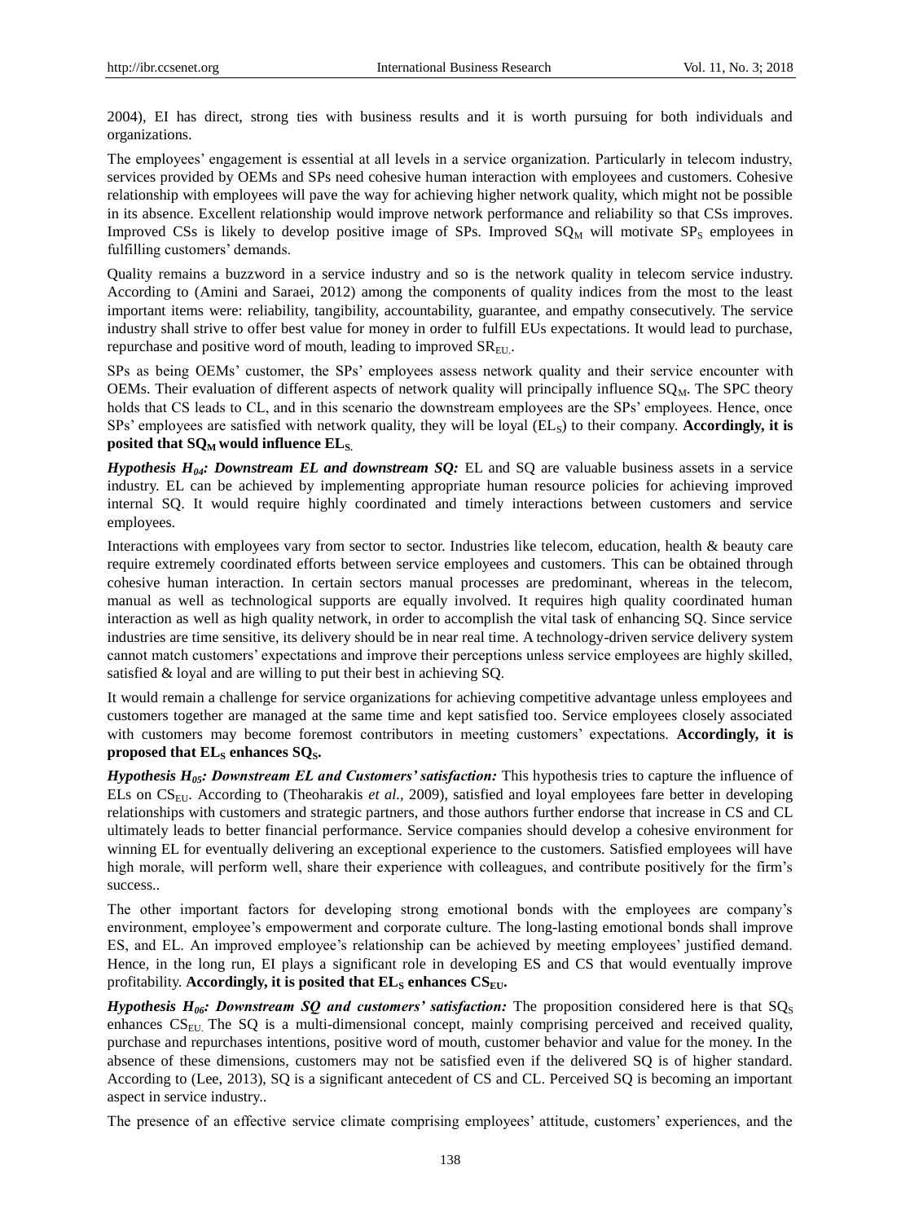2004), EI has direct, strong ties with business results and it is worth pursuing for both individuals and organizations.

The employees' engagement is essential at all levels in a service organization. Particularly in telecom industry, services provided by OEMs and SPs need cohesive human interaction with employees and customers. Cohesive relationship with employees will pave the way for achieving higher network quality, which might not be possible in its absence. Excellent relationship would improve network performance and reliability so that CSs improves. Improved CSs is likely to develop positive image of SPs. Improved $SQ_M$ will motivate $SP_S$ employees in fulfilling customers' demands.

Quality remains a buzzword in a service industry and so is the network quality in telecom service industry. According to (Amini and Saraei, 2012) among the components of quality indices from the most to the least important items were: reliability, tangibility, accountability, guarantee, and empathy consecutively. The service industry shall strive to offer best value for money in order to fulfill EUs expectations. It would lead to purchase, repurchase and positive word of mouth, leading to improved $SR_{EU}$.

SPs as being OEMs' customer, the SPs' employees assess network quality and their service encounter with OEMs. Their evaluation of different aspects of network quality will principally influence $SQ_M$. The SPC theory holds that CS leads to CL, and in this scenario the downstream employees are the SPs' employees. Hence, once SPs' employees are satisfied with network quality, they will be loyal ($EL_S$) to their company. **Accordingly, it is posited that $SQ_M$ would influence $EL_S$.**

***Hypothesis $H_{04}$: Downstream EL and downstream SQ:*** EL and SQ are valuable business assets in a service industry. EL can be achieved by implementing appropriate human resource policies for achieving improved internal SQ. It would require highly coordinated and timely interactions between customers and service employees.

Interactions with employees vary from sector to sector. Industries like telecom, education, health & beauty care require extremely coordinated efforts between service employees and customers. This can be obtained through cohesive human interaction. In certain sectors manual processes are predominant, whereas in the telecom, manual as well as technological supports are equally involved. It requires high quality coordinated human interaction as well as high quality network, in order to accomplish the vital task of enhancing SQ. Since service industries are time sensitive, its delivery should be in near real time. A technology-driven service delivery system cannot match customers' expectations and improve their perceptions unless service employees are highly skilled, satisfied & loyal and are willing to put their best in achieving SQ.

It would remain a challenge for service organizations for achieving competitive advantage unless employees and customers together are managed at the same time and kept satisfied too. Service employees closely associated with customers may become foremost contributors in meeting customers' expectations. **Accordingly, it is proposed that $EL_S$ enhances $SQ_S$.**

***Hypothesis $H_{05}$: Downstream EL and Customers' satisfaction:*** This hypothesis tries to capture the influence of ELs on $CS_{EU}$. According to (Theoharakis *et al.*, 2009), satisfied and loyal employees fare better in developing relationships with customers and strategic partners, and those authors further endorse that increase in CS and CL ultimately leads to better financial performance. Service companies should develop a cohesive environment for winning EL for eventually delivering an exceptional experience to the customers. Satisfied employees will have high morale, will perform well, share their experience with colleagues, and contribute positively for the firm's success..

The other important factors for developing strong emotional bonds with the employees are company's environment, employee's empowerment and corporate culture. The long-lasting emotional bonds shall improve ES, and EL. An improved employee's relationship can be achieved by meeting employees' justified demand. Hence, in the long run, EI plays a significant role in developing ES and CS that would eventually improve profitability. **Accordingly, it is posited that $EL_S$ enhances $CS_{EU}$.**

***Hypothesis $H_{06}$: Downstream SQ and customers' satisfaction:*** The proposition considered here is that $SQ_S$ enhances $CS_{EU}$. The SQ is a multi-dimensional concept, mainly comprising perceived and received quality, purchase and repurchases intentions, positive word of mouth, customer behavior and value for the money. In the absence of these dimensions, customers may not be satisfied even if the delivered SQ is of higher standard. According to (Lee, 2013), SQ is a significant antecedent of CS and CL. Perceived SQ is becoming an important aspect in service industry..

The presence of an effective service climate comprising employees' attitude, customers' experiences, and the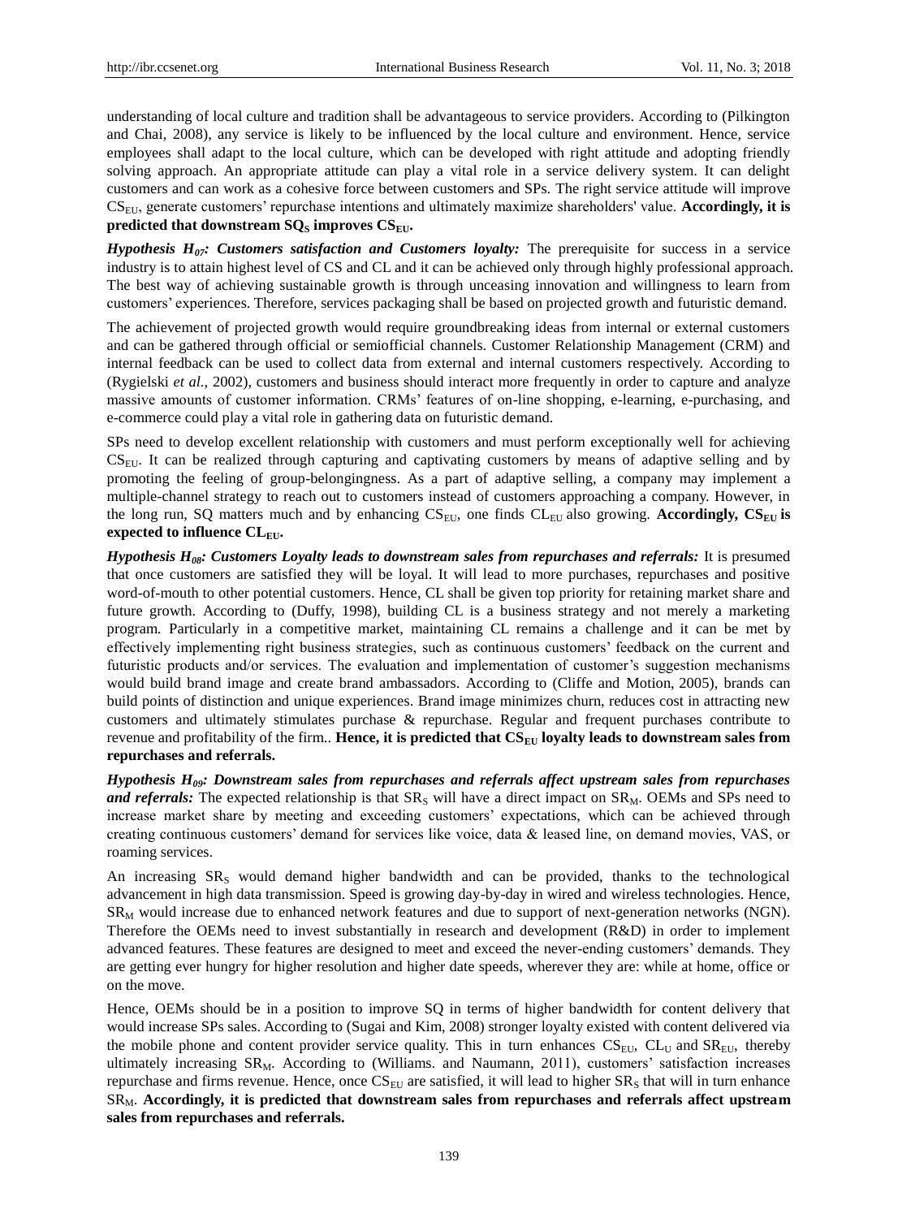understanding of local culture and tradition shall be advantageous to service providers. According to (Pilkington and Chai, 2008), any service is likely to be influenced by the local culture and environment. Hence, service employees shall adapt to the local culture, which can be developed with right attitude and adopting friendly solving approach. An appropriate attitude can play a vital role in a service delivery system. It can delight customers and can work as a cohesive force between customers and SPs. The right service attitude will improve $CS_{EU}$, generate customers' repurchase intentions and ultimately maximize shareholders' value. **Accordingly, it is predicted that downstream $SQ_S$ improves $CS_{EU}$.**

***Hypothesis $H_{07}$: Customers satisfaction and Customers loyalty:*** The prerequisite for success in a service industry is to attain highest level of CS and CL and it can be achieved only through highly professional approach. The best way of achieving sustainable growth is through unceasing innovation and willingness to learn from customers' experiences. Therefore, services packaging shall be based on projected growth and futuristic demand.

The achievement of projected growth would require groundbreaking ideas from internal or external customers and can be gathered through official or semiofficial channels. Customer Relationship Management (CRM) and internal feedback can be used to collect data from external and internal customers respectively. According to (Rygielski *et al.*, 2002), customers and business should interact more frequently in order to capture and analyze massive amounts of customer information. CRMs' features of on-line shopping, e-learning, e-purchasing, and e-commerce could play a vital role in gathering data on futuristic demand.

SPs need to develop excellent relationship with customers and must perform exceptionally well for achieving $CS_{EU}$. It can be realized through capturing and captivating customers by means of adaptive selling and by promoting the feeling of group-belongingness. As a part of adaptive selling, a company may implement a multiple-channel strategy to reach out to customers instead of customers approaching a company. However, in the long run, SQ matters much and by enhancing $CS_{EU}$, one finds $CL_{EU}$ also growing. **Accordingly, $CS_{EU}$ is expected to influence $CL_{EU}$.**

***Hypothesis $H_{08}$: Customers Loyalty leads to downstream sales from repurchases and referrals:*** It is presumed that once customers are satisfied they will be loyal. It will lead to more purchases, repurchases and positive word-of-mouth to other potential customers. Hence, CL shall be given top priority for retaining market share and future growth. According to (Duffy, 1998), building CL is a business strategy and not merely a marketing program. Particularly in a competitive market, maintaining CL remains a challenge and it can be met by effectively implementing right business strategies, such as continuous customers' feedback on the current and futuristic products and/or services. The evaluation and implementation of customer's suggestion mechanisms would build brand image and create brand ambassadors. According to (Cliffe and Motion, 2005), brands can build points of distinction and unique experiences. Brand image minimizes churn, reduces cost in attracting new customers and ultimately stimulates purchase & repurchase. Regular and frequent purchases contribute to revenue and profitability of the firm.. **Hence, it is predicted that $CS_{EU}$ loyalty leads to downstream sales from repurchases and referrals.**

***Hypothesis $H_{09}$: Downstream sales from repurchases and referrals affect upstream sales from repurchases and referrals:*** The expected relationship is that $SR_S$ will have a direct impact on $SR_M$. OEMs and SPs need to increase market share by meeting and exceeding customers' expectations, which can be achieved through creating continuous customers' demand for services like voice, data & leased line, on demand movies, VAS, or roaming services.

An increasing $SR_S$ would demand higher bandwidth and can be provided, thanks to the technological advancement in high data transmission. Speed is growing day-by-day in wired and wireless technologies. Hence, $SR_M$ would increase due to enhanced network features and due to support of next-generation networks (NGN). Therefore the OEMs need to invest substantially in research and development (R&D) in order to implement advanced features. These features are designed to meet and exceed the never-ending customers' demands. They are getting ever hungry for higher resolution and higher date speeds, wherever they are: while at home, office or on the move.

Hence, OEMs should be in a position to improve SQ in terms of higher bandwidth for content delivery that would increase SPs sales. According to (Sugai and Kim, 2008) stronger loyalty existed with content delivered via the mobile phone and content provider service quality. This in turn enhances $CS_{EU}$, $CL_U$ and $SR_{EU}$, thereby ultimately increasing $SR_M$. According to (Williams. and Naumann, 2011), customers' satisfaction increases repurchase and firms revenue. Hence, once $CS_{EU}$ are satisfied, it will lead to higher $SR_S$ that will in turn enhance $SR_M$. **Accordingly, it is predicted that downstream sales from repurchases and referrals affect upstream sales from repurchases and referrals.**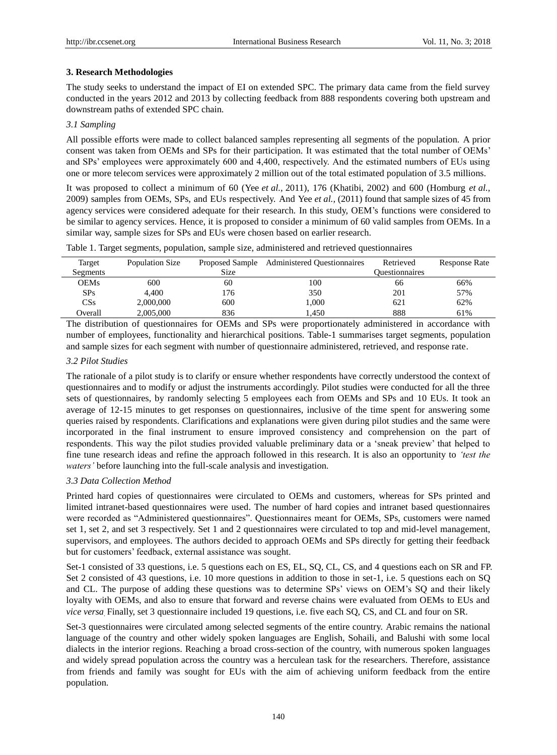## 3. Research Methodologies

The study seeks to understand the impact of EI on extended SPC. The primary data came from the field survey conducted in the years 2012 and 2013 by collecting feedback from 888 respondents covering both upstream and downstream paths of extended SPC chain.

### 3.1 Sampling

All possible efforts were made to collect balanced samples representing all segments of the population. A prior consent was taken from OEMs and SPs for their participation. It was estimated that the total number of OEMs' and SPs' employees were approximately 600 and 4,400, respectively. And the estimated numbers of EUs using one or more telecom services were approximately 2 million out of the total estimated population of 3.5 millions.

It was proposed to collect a minimum of 60 (Yee *et al.,* 2011), 176 (Khatibi, 2002) and 600 (Homburg *et al.,* 2009) samples from OEMs, SPs, and EUs respectively. And Yee *et al.,* (2011) found that sample sizes of 45 from agency services were considered adequate for their research. In this study, OEM's functions were considered to be similar to agency services. Hence, it is proposed to consider a minimum of 60 valid samples from OEMs. In a similar way, sample sizes for SPs and EUs were chosen based on earlier research.

Table 1. Target segments, population, sample size, administered and retrieved questionnaires

| Target Segments | Population Size | Proposed Sample Size | Administered Questionnaires | Retrieved Questionnaires | Response Rate |
|---|---|---|---|---|---|
| OEMs | 600 | 60 | 100 | 66 | 66% |
| SPs | 4,400 | 176 | 350 | 201 | 57% |
| CSs | 2,000,000 | 600 | 1,000 | 621 | 62% |
| Overall | 2,005,000 | 836 | 1,450 | 888 | 61% |

The distribution of questionnaires for OEMs and SPs were proportionately administered in accordance with number of employees, functionality and hierarchical positions. Table-1 summarises target segments, population and sample sizes for each segment with number of questionnaire administered, retrieved, and response rate.

### 3.2 Pilot Studies

The rationale of a pilot study is to clarify or ensure whether respondents have correctly understood the context of questionnaires and to modify or adjust the instruments accordingly. Pilot studies were conducted for all the three sets of questionnaires, by randomly selecting 5 employees each from OEMs and SPs and 10 EUs. It took an average of 12-15 minutes to get responses on questionnaires, inclusive of the time spent for answering some queries raised by respondents. Clarifications and explanations were given during pilot studies and the same were incorporated in the final instrument to ensure improved consistency and comprehension on the part of respondents. This way the pilot studies provided valuable preliminary data or a 'sneak preview' that helped to fine tune research ideas and refine the approach followed in this research. It is also an opportunity to *'test the waters'* before launching into the full-scale analysis and investigation.

### 3.3 Data Collection Method

Printed hard copies of questionnaires were circulated to OEMs and customers, whereas for SPs printed and limited intranet-based questionnaires were used. The number of hard copies and intranet based questionnaires were recorded as "Administered questionnaires". Questionnaires meant for OEMs, SPs, customers were named set 1, set 2, and set 3 respectively. Set 1 and 2 questionnaires were circulated to top and mid-level management, supervisors, and employees. The authors decided to approach OEMs and SPs directly for getting their feedback but for customers' feedback, external assistance was sought.

Set-1 consisted of 33 questions, i.e. 5 questions each on ES, EL, SQ, CL, CS, and 4 questions each on SR and FP. Set 2 consisted of 43 questions, i.e. 10 more questions in addition to those in set-1, i.e. 5 questions each on SQ and CL. The purpose of adding these questions was to determine SPs' views on OEM's SQ and their likely loyalty with OEMs, and also to ensure that forward and reverse chains were evaluated from OEMs to EUs and *vice versa*. Finally, set 3 questionnaire included 19 questions, i.e. five each SQ, CS, and CL and four on SR.

Set-3 questionnaires were circulated among selected segments of the entire country. Arabic remains the national language of the country and other widely spoken languages are English, Sohaili, and Balushi with some local dialects in the interior regions. Reaching a broad cross-section of the country, with numerous spoken languages and widely spread population across the country was a herculean task for the researchers. Therefore, assistance from friends and family was sought for EUs with the aim of achieving uniform feedback from the entire population.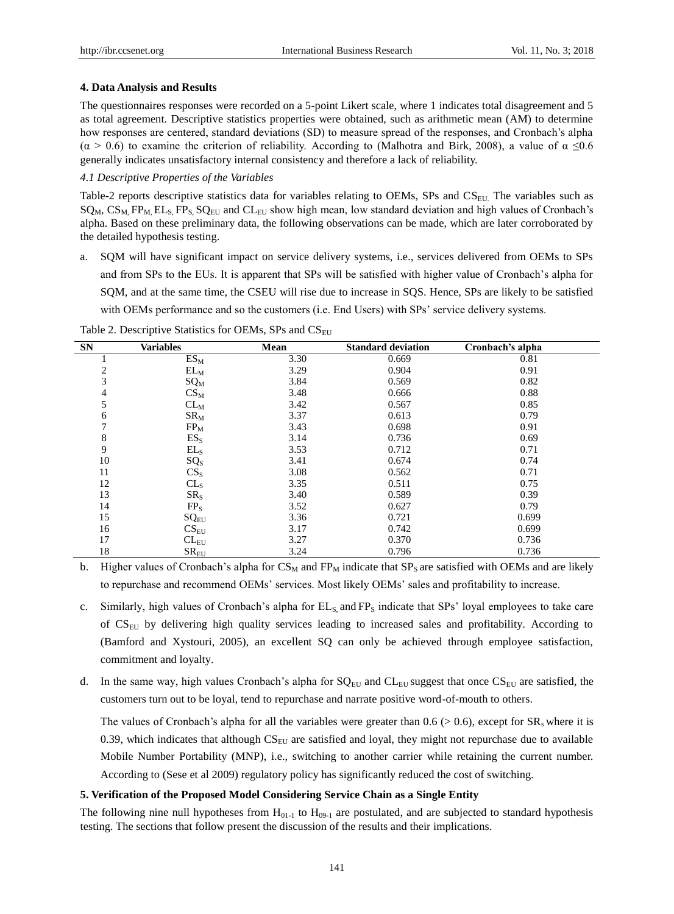## 4. Data Analysis and Results

The questionnaires responses were recorded on a 5-point Likert scale, where 1 indicates total disagreement and 5 as total agreement. Descriptive statistics properties were obtained, such as arithmetic mean (AM) to determine how responses are centered, standard deviations (SD) to measure spread of the responses, and Cronbach's alpha ($\alpha > 0.6$) to examine the criterion of reliability. According to (Malhotra and Birk, 2008), a value of $\alpha \leq 0.6$ generally indicates unsatisfactory internal consistency and therefore a lack of reliability.

### *4.1 Descriptive Properties of the Variables*

Table-2 reports descriptive statistics data for variables relating to OEMs, SPs and $CS_{EU}$. The variables such as $SQ_M$, $CS_M$, $FP_M$, $EL_S$, $FP_S$, $SQ_{EU}$ and $CL_{EU}$ show high mean, low standard deviation and high values of Cronbach's alpha. Based on these preliminary data, the following observations can be made, which are later corroborated by the detailed hypothesis testing.

a. SQM will have significant impact on service delivery systems, i.e., services delivered from OEMs to SPs and from SPs to the EUs. It is apparent that SPs will be satisfied with higher value of Cronbach's alpha for SQM, and at the same time, the CSEU will rise due to increase in SQS. Hence, SPs are likely to be satisfied with OEMs performance and so the customers (i.e. End Users) with SPs' service delivery systems.

Table 2. Descriptive Statistics for OEMs, SPs and $CS_{EU}$

| SN | Variables | Mean | Standard deviation | Cronbach's alpha |
|---|---|---|---|---|
| 1 | $ES_M$ | 3.30 | 0.669 | 0.81 |
| 2 | $EL_M$ | 3.29 | 0.904 | 0.91 |
| 3 | $SQ_M$ | 3.84 | 0.569 | 0.82 |
| 4 | $CS_M$ | 3.48 | 0.666 | 0.88 |
| 5 | $CL_M$ | 3.42 | 0.567 | 0.85 |
| 6 | $SR_M$ | 3.37 | 0.613 | 0.79 |
| 7 | $FP_M$ | 3.43 | 0.698 | 0.91 |
| 8 | $ES_S$ | 3.14 | 0.736 | 0.69 |
| 9 | $EL_S$ | 3.53 | 0.712 | 0.71 |
| 10 | $SQ_S$ | 3.41 | 0.674 | 0.74 |
| 11 | $CS_S$ | 3.08 | 0.562 | 0.71 |
| 12 | $CL_S$ | 3.35 | 0.511 | 0.75 |
| 13 | $SR_S$ | 3.40 | 0.589 | 0.39 |
| 14 | $FP_S$ | 3.52 | 0.627 | 0.79 |
| 15 | $SQ_{EU}$ | 3.36 | 0.721 | 0.699 |
| 16 | $CS_{EU}$ | 3.17 | 0.742 | 0.699 |
| 17 | $CL_{EU}$ | 3.27 | 0.370 | 0.736 |
| 18 | $SR_{EU}$ | 3.24 | 0.796 | 0.736 |

b. Higher values of Cronbach's alpha for $CS_M$ and $FP_M$ indicate that $SP_S$ are satisfied with OEMs and are likely to repurchase and recommend OEMs' services. Most likely OEMs' sales and profitability to increase.

c. Similarly, high values of Cronbach's alpha for $EL_S$ and $FP_S$ indicate that SPs' loyal employees to take care of $CS_{EU}$ by delivering high quality services leading to increased sales and profitability. According to (Bamford and Xystouri, 2005), an excellent SQ can only be achieved through employee satisfaction, commitment and loyalty.

d. In the same way, high values Cronbach's alpha for $SQ_{EU}$ and $CL_{EU}$ suggest that once $CS_{EU}$ are satisfied, the customers turn out to be loyal, tend to repurchase and narrate positive word-of-mouth to others.

The values of Cronbach's alpha for all the variables were greater than 0.6 (> 0.6), except for $SR_s$ where it is 0.39, which indicates that although $CS_{EU}$ are satisfied and loyal, they might not repurchase due to available Mobile Number Portability (MNP), i.e., switching to another carrier while retaining the current number. According to (Sese et al 2009) regulatory policy has significantly reduced the cost of switching.

## 5. Verification of the Proposed Model Considering Service Chain as a Single Entity

The following nine null hypotheses from $H_{01-1}$ to $H_{09-1}$ are postulated, and are subjected to standard hypothesis testing. The sections that follow present the discussion of the results and their implications.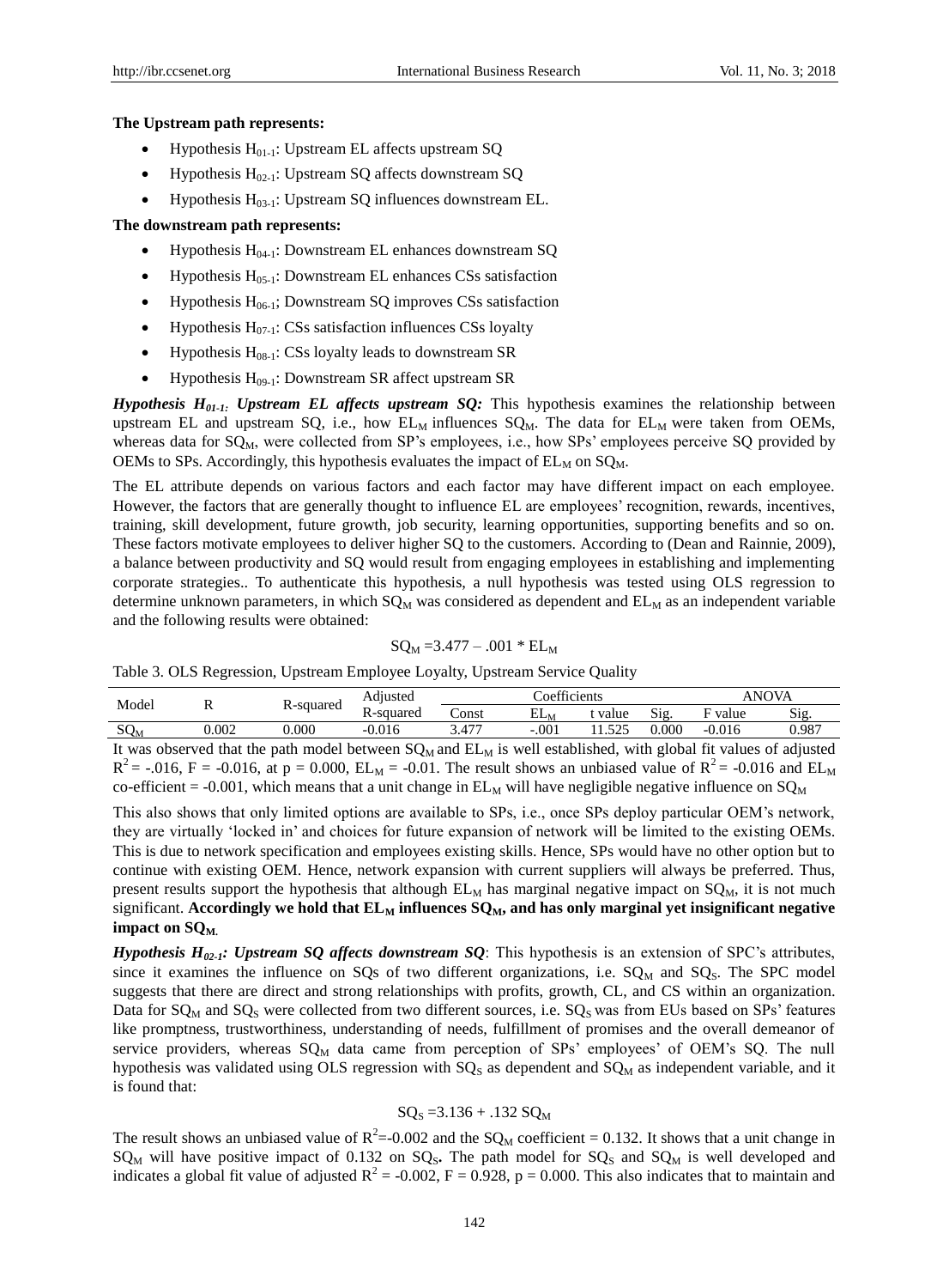**The Upstream path represents:**

- Hypothesis $H_{01-1}$: Upstream EL affects upstream SQ
- Hypothesis $H_{02-1}$: Upstream SQ affects downstream SQ
- Hypothesis $H_{03-1}$: Upstream SQ influences downstream EL.

**The downstream path represents:**

- Hypothesis $H_{04-1}$: Downstream EL enhances downstream SQ
- Hypothesis $H_{05-1}$: Downstream EL enhances CSs satisfaction
- Hypothesis $H_{06-1}$; Downstream SQ improves CSs satisfaction
- Hypothesis $H_{07-1}$: CSs satisfaction influences CSs loyalty
- Hypothesis $H_{08-1}$: CSs loyalty leads to downstream SR
- Hypothesis $H_{09-1}$: Downstream SR affect upstream SR

***Hypothesis $H_{01-1}$: Upstream EL affects upstream SQ:*** This hypothesis examines the relationship between upstream EL and upstream SQ, i.e., how $EL_M$ influences $SQ_M$. The data for $EL_M$ were taken from OEMs, whereas data for $SQ_M$, were collected from SP's employees, i.e., how SPs' employees perceive SQ provided by OEMs to SPs. Accordingly, this hypothesis evaluates the impact of $EL_M$ on $SQ_M$.

The EL attribute depends on various factors and each factor may have different impact on each employee. However, the factors that are generally thought to influence EL are employees' recognition, rewards, incentives, training, skill development, future growth, job security, learning opportunities, supporting benefits and so on. These factors motivate employees to deliver higher SQ to the customers. According to (Dean and Rainnie, 2009), a balance between productivity and SQ would result from engaging employees in establishing and implementing corporate strategies.. To authenticate this hypothesis, a null hypothesis was tested using OLS regression to determine unknown parameters, in which $SQ_M$ was considered as dependent and $EL_M$ as an independent variable and the following results were obtained:

$$SQ_M = 3.477 - .001 * EL_M$$

Table 3. OLS Regression, Upstream Employee Loyalty, Upstream Service Quality

| Model | R | R-squared | Adjusted R-squared | Coefficients | | | | ANOVA | |
|---|---|---|---|---|---|---|---|---|---|
| | | | | Const | $EL_M$ | t value | Sig. | F value | Sig. |
| $SQ_M$ | 0.002 | 0.000 | -0.016 | 3.477 | -.001 | 11.525 | 0.000 | -0.016 | 0.987 |

It was observed that the path model between $SQ_M$ and $EL_M$ is well established, with global fit values of adjusted $R^2 = -.016$, $F = -0.016$, at $p = 0.000$, $EL_M = -0.01$. The result shows an unbiased value of $R^2 = -0.016$ and $EL_M$ co-efficient = -0.001, which means that a unit change in $EL_M$ will have negligible negative influence on $SQ_M$

This also shows that only limited options are available to SPs, i.e., once SPs deploy particular OEM's network, they are virtually 'locked in' and choices for future expansion of network will be limited to the existing OEMs. This is due to network specification and employees existing skills. Hence, SPs would have no other option but to continue with existing OEM. Hence, network expansion with current suppliers will always be preferred. Thus, present results support the hypothesis that although $EL_M$ has marginal negative impact on $SQ_M$, it is not much significant. **Accordingly we hold that $EL_M$ influences $SQ_M$, and has only marginal yet insignificant negative impact on $SQ_M$.**

***Hypothesis $H_{02-1}$: Upstream SQ affects downstream SQ***: This hypothesis is an extension of SPC's attributes, since it examines the influence on SQs of two different organizations, i.e. $SQ_M$ and $SQ_S$. The SPC model suggests that there are direct and strong relationships with profits, growth, CL, and CS within an organization. Data for $SQ_M$ and $SQ_S$ were collected from two different sources, i.e. $SQ_S$ was from EUs based on SPs' features like promptness, trustworthiness, understanding of needs, fulfillment of promises and the overall demeanor of service providers, whereas $SQ_M$ data came from perception of SPs' employees' of OEM's SQ. The null hypothesis was validated using OLS regression with $SQ_S$ as dependent and $SQ_M$ as independent variable, and it is found that:

$$SQ_S = 3.136 + .132\ SQ_M$$

The result shows an unbiased value of $R^2$=-0.002 and the $SQ_M$ coefficient = 0.132. It shows that a unit change in $SQ_M$ will have positive impact of 0.132 on $SQ_S$. The path model for $SQ_S$ and $SQ_M$ is well developed and indicates a global fit value of adjusted $R^2 = -0.002$, $F = 0.928$, $p = 0.000$. This also indicates that to maintain and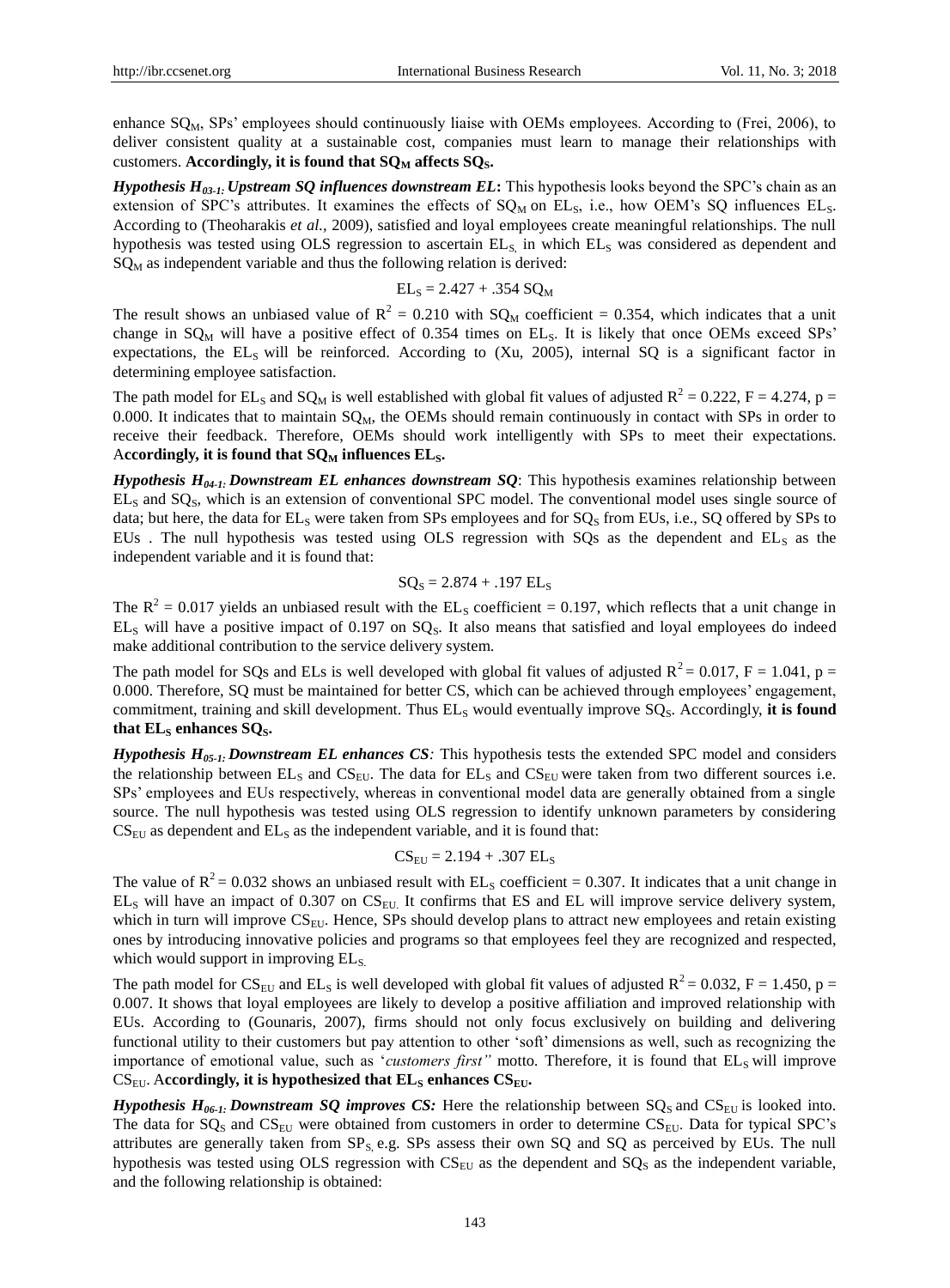enhance $SQ_M$, SPs' employees should continuously liaise with OEMs employees. According to (Frei, 2006), to deliver consistent quality at a sustainable cost, companies must learn to manage their relationships with customers. **Accordingly, it is found that $SQ_M$ affects $SQ_S$.**

***Hypothesis $H_{03-1}$: Upstream SQ influences downstream EL*:** This hypothesis looks beyond the SPC's chain as an extension of SPC's attributes. It examines the effects of $SQ_M$ on $EL_S$, i.e., how OEM's SQ influences $EL_S$. According to (Theoharakis *et al.*, 2009), satisfied and loyal employees create meaningful relationships. The null hypothesis was tested using OLS regression to ascertain $EL_S$, in which $EL_S$ was considered as dependent and $SQ_M$ as independent variable and thus the following relation is derived:

$$EL_S = 2.427 + .354\ SQ_M$$

The result shows an unbiased value of $R^2 = 0.210$ with $SQ_M$ coefficient = 0.354, which indicates that a unit change in $SQ_M$ will have a positive effect of 0.354 times on $EL_S$. It is likely that once OEMs exceed SPs' expectations, the $EL_S$ will be reinforced. According to (Xu, 2005), internal SQ is a significant factor in determining employee satisfaction.

The path model for $EL_S$ and $SQ_M$ is well established with global fit values of adjusted $R^2 = 0.222$, $F = 4.274$, $p = 0.000$. It indicates that to maintain $SQ_M$, the OEMs should remain continuously in contact with SPs in order to receive their feedback. Therefore, OEMs should work intelligently with SPs to meet their expectations. **Accordingly, it is found that $SQ_M$ influences $EL_S$.**

***Hypothesis $H_{04-1}$: Downstream EL enhances downstream SQ***: This hypothesis examines relationship between $EL_S$ and $SQ_S$, which is an extension of conventional SPC model. The conventional model uses single source of data; but here, the data for $EL_S$ were taken from SPs employees and for $SQ_S$ from EUs, i.e., SQ offered by SPs to EUs . The null hypothesis was tested using OLS regression with SQs as the dependent and $EL_S$ as the independent variable and it is found that:

$$SQ_S = 2.874 + .197\ EL_S$$

The $R^2 = 0.017$ yields an unbiased result with the $EL_S$ coefficient = 0.197, which reflects that a unit change in $EL_S$ will have a positive impact of 0.197 on $SQ_S$. It also means that satisfied and loyal employees do indeed make additional contribution to the service delivery system.

The path model for SQs and ELs is well developed with global fit values of adjusted $R^2 = 0.017$, $F = 1.041$, $p = 0.000$. Therefore, SQ must be maintained for better CS, which can be achieved through employees' engagement, commitment, training and skill development. Thus $EL_S$ would eventually improve $SQ_S$. Accordingly, **it is found that $EL_S$ enhances $SQ_S$.**

***Hypothesis $H_{05-1}$: Downstream EL enhances CS:*** This hypothesis tests the extended SPC model and considers the relationship between $EL_S$ and $CS_{EU}$. The data for $EL_S$ and $CS_{EU}$ were taken from two different sources i.e. SPs' employees and EUs respectively, whereas in conventional model data are generally obtained from a single source. The null hypothesis was tested using OLS regression to identify unknown parameters by considering $CS_{EU}$ as dependent and $EL_S$ as the independent variable, and it is found that:

$$CS_{EU} = 2.194 + .307\ EL_S$$

The value of $R^2 = 0.032$ shows an unbiased result with $EL_S$ coefficient = 0.307. It indicates that a unit change in $EL_S$ will have an impact of 0.307 on $CS_{EU}$. It confirms that ES and EL will improve service delivery system, which in turn will improve $CS_{EU}$. Hence, SPs should develop plans to attract new employees and retain existing ones by introducing innovative policies and programs so that employees feel they are recognized and respected, which would support in improving $EL_S$.

The path model for $CS_{EU}$ and $EL_S$ is well developed with global fit values of adjusted $R^2 = 0.032$, $F = 1.450$, $p = 0.007$. It shows that loyal employees are likely to develop a positive affiliation and improved relationship with EUs. According to (Gounaris, 2007), firms should not only focus exclusively on building and delivering functional utility to their customers but pay attention to other 'soft' dimensions as well, such as recognizing the importance of emotional value, such as '*customers first"* motto. Therefore, it is found that $EL_S$ will improve $CS_{EU}$. **Accordingly, it is hypothesized that $EL_S$ enhances $CS_{EU}$.**

***Hypothesis $H_{06-1}$: Downstream SQ improves CS:*** Here the relationship between $SQ_S$ and $CS_{EU}$ is looked into. The data for $SQ_S$ and $CS_{EU}$ were obtained from customers in order to determine $CS_{EU}$. Data for typical SPC's attributes are generally taken from $SP_S$ e.g. SPs assess their own SQ and SQ as perceived by EUs. The null hypothesis was tested using OLS regression with $CS_{EU}$ as the dependent and $SQ_S$ as the independent variable, and the following relationship is obtained: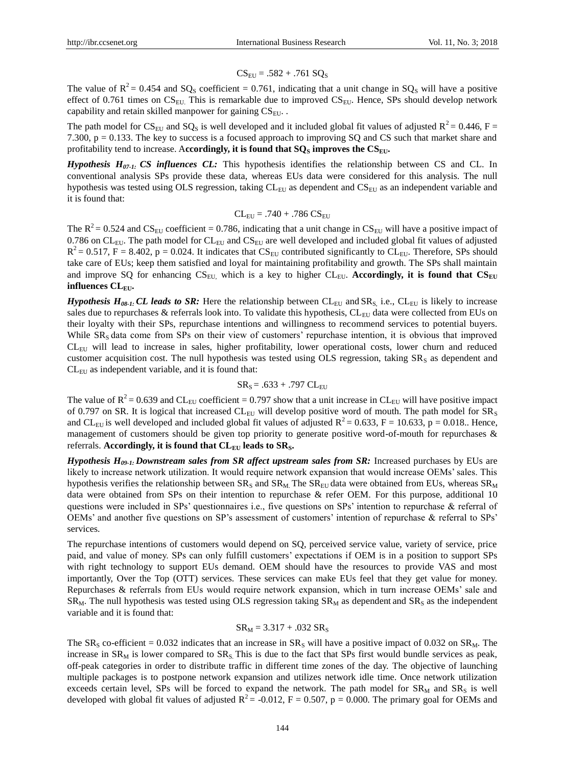$$CS_{EU} = .582 + .761\ SQ_S$$

The value of $R^2 = 0.454$ and $SQ_S$ coefficient = 0.761, indicating that a unit change in $SQ_S$ will have a positive effect of 0.761 times on $CS_{EU}$. This is remarkable due to improved $CS_{EU}$. Hence, SPs should develop network capability and retain skilled manpower for gaining $CS_{EU}$. .

The path model for $CS_{EU}$ and $SQ_S$ is well developed and it included global fit values of adjusted $R^2 = 0.446$, $F = 7.300$, $p = 0.133$. The key to success is a focused approach to improving SQ and CS such that market share and profitability tend to increase. A**ccordingly, it is found that $SQ_S$ improves the $CS_{EU}$.**

***Hypothesis $H_{07\text{-}1}$: CS influences CL:*** This hypothesis identifies the relationship between CS and CL. In conventional analysis SPs provide these data, whereas EUs data were considered for this analysis. The null hypothesis was tested using OLS regression, taking $CL_{EU}$ as dependent and $CS_{EU}$ as an independent variable and it is found that:

$$CL_{EU} = .740 + .786\ CS_{EU}$$

The $R^2 = 0.524$ and $CS_{EU}$ coefficient = 0.786, indicating that a unit change in $CS_{EU}$ will have a positive impact of 0.786 on $CL_{EU}$. The path model for $CL_{EU}$ and $CS_{EU}$ are well developed and included global fit values of adjusted $R^2 = 0.517$, $F = 8.402$, $p = 0.024$. It indicates that $CS_{EU}$ contributed significantly to $CL_{EU}$. Therefore, SPs should take care of EUs; keep them satisfied and loyal for maintaining profitability and growth. The SPs shall maintain and improve SQ for enhancing $CS_{EU}$, which is a key to higher $CL_{EU}$. **Accordingly, it is found that $CS_{EU}$ influences $CL_{EU}$.**

***Hypothesis $H_{08\text{-}1}$: CL leads to SR:*** Here the relationship between $CL_{EU}$ and $SR_S$, i.e., $CL_{EU}$ is likely to increase sales due to repurchases & referrals look into. To validate this hypothesis, $CL_{EU}$ data were collected from EUs on their loyalty with their SPs, repurchase intentions and willingness to recommend services to potential buyers. While $SR_S$ data come from SPs on their view of customers' repurchase intention, it is obvious that improved $CL_{EU}$ will lead to increase in sales, higher profitability, lower operational costs, lower churn and reduced customer acquisition cost. The null hypothesis was tested using OLS regression, taking $SR_S$ as dependent and $CL_{EU}$ as independent variable, and it is found that:

$$SR_S = .633 + .797\ CL_{EU}$$

The value of $R^2 = 0.639$ and $CL_{EU}$ coefficient = 0.797 show that a unit increase in $CL_{EU}$ will have positive impact of 0.797 on SR. It is logical that increased $CL_{EU}$ will develop positive word of mouth. The path model for $SR_S$ and $CL_{EU}$ is well developed and included global fit values of adjusted $R^2 = 0.633$, $F = 10.633$, $p = 0.018$.. Hence, management of customers should be given top priority to generate positive word-of-mouth for repurchases & referrals. **Accordingly, it is found that $CL_{EU}$ leads to $SR_S$.**

***Hypothesis $H_{09\text{-}1}$: Downstream sales from SR affect upstream sales from SR:*** Increased purchases by EUs are likely to increase network utilization. It would require network expansion that would increase OEMs' sales. This hypothesis verifies the relationship between $SR_S$ and $SR_M$. The $SR_{EU}$ data were obtained from EUs, whereas $SR_M$ data were obtained from SPs on their intention to repurchase & refer OEM. For this purpose, additional 10 questions were included in SPs' questionnaires i.e., five questions on SPs' intention to repurchase & referral of OEMs' and another five questions on SP's assessment of customers' intention of repurchase & referral to SPs' services.

The repurchase intentions of customers would depend on SQ, perceived service value, variety of service, price paid, and value of money. SPs can only fulfill customers' expectations if OEM is in a position to support SPs with right technology to support EUs demand. OEM should have the resources to provide VAS and most importantly, Over the Top (OTT) services. These services can make EUs feel that they get value for money. Repurchases & referrals from EUs would require network expansion, which in turn increase OEMs' sale and $SR_M$. The null hypothesis was tested using OLS regression taking $SR_M$ as dependent and $SR_S$ as the independent variable and it is found that:

$$SR_M = 3.317 + .032\ SR_S$$

The $SR_S$ co-efficient = 0.032 indicates that an increase in $SR_S$ will have a positive impact of 0.032 on $SR_M$. The increase in $SR_M$ is lower compared to $SR_S$. This is due to the fact that SPs first would bundle services as peak, off-peak categories in order to distribute traffic in different time zones of the day. The objective of launching multiple packages is to postpone network expansion and utilizes network idle time. Once network utilization exceeds certain level, SPs will be forced to expand the network. The path model for $SR_M$ and $SR_S$ is well developed with global fit values of adjusted $R^2 = -0.012$, $F = 0.507$, $p = 0.000$. The primary goal for OEMs and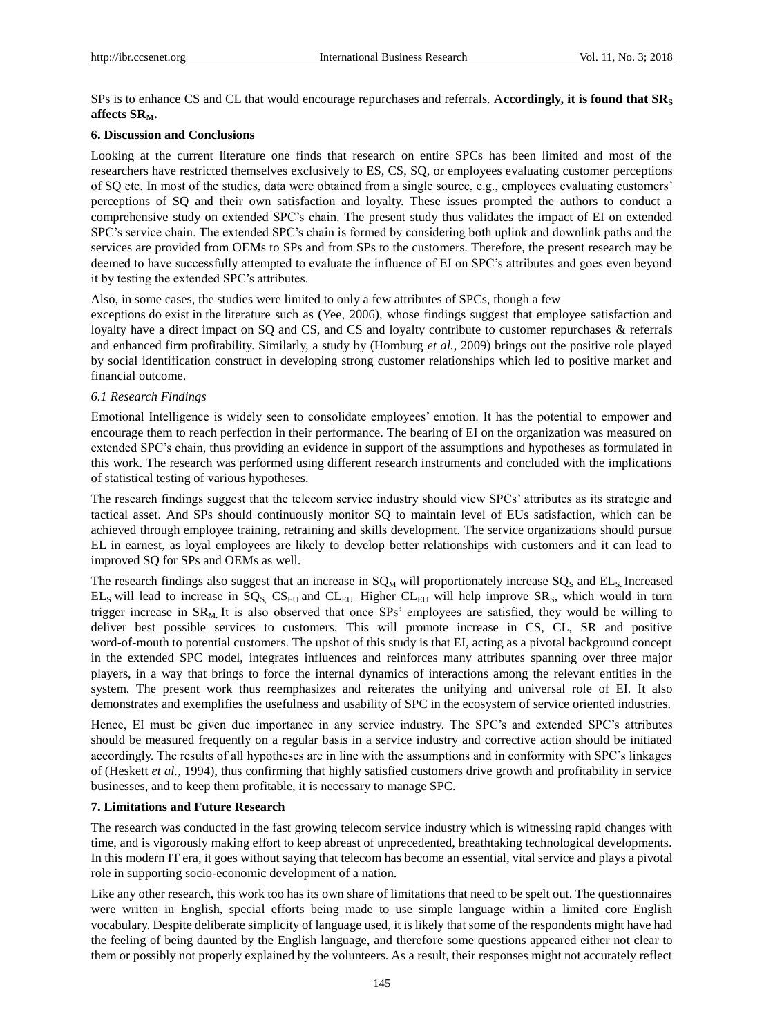SPs is to enhance CS and CL that would encourage repurchases and referrals. A**ccordingly, it is found that $SR_S$ affects $SR_M$.**

## 6. Discussion and Conclusions

Looking at the current literature one finds that research on entire SPCs has been limited and most of the researchers have restricted themselves exclusively to ES, CS, SQ, or employees evaluating customer perceptions of SQ etc. In most of the studies, data were obtained from a single source, e.g., employees evaluating customers' perceptions of SQ and their own satisfaction and loyalty. These issues prompted the authors to conduct a comprehensive study on extended SPC's chain. The present study thus validates the impact of EI on extended SPC's service chain. The extended SPC's chain is formed by considering both uplink and downlink paths and the services are provided from OEMs to SPs and from SPs to the customers. Therefore, the present research may be deemed to have successfully attempted to evaluate the influence of EI on SPC's attributes and goes even beyond it by testing the extended SPC's attributes.

Also, in some cases, the studies were limited to only a few attributes of SPCs, though a few exceptions do exist in the literature such as (Yee, 2006), whose findings suggest that employee satisfaction and loyalty have a direct impact on SQ and CS, and CS and loyalty contribute to customer repurchases & referrals and enhanced firm profitability. Similarly, a study by (Homburg *et al.,* 2009) brings out the positive role played by social identification construct in developing strong customer relationships which led to positive market and financial outcome.

### *6.1 Research Findings*

Emotional Intelligence is widely seen to consolidate employees' emotion. It has the potential to empower and encourage them to reach perfection in their performance. The bearing of EI on the organization was measured on extended SPC's chain, thus providing an evidence in support of the assumptions and hypotheses as formulated in this work. The research was performed using different research instruments and concluded with the implications of statistical testing of various hypotheses.

The research findings suggest that the telecom service industry should view SPCs' attributes as its strategic and tactical asset. And SPs should continuously monitor SQ to maintain level of EUs satisfaction, which can be achieved through employee training, retraining and skills development. The service organizations should pursue EL in earnest, as loyal employees are likely to develop better relationships with customers and it can lead to improved SQ for SPs and OEMs as well.

The research findings also suggest that an increase in $SQ_M$ will proportionately increase $SQ_S$ and $EL_S$. Increased $EL_S$ will lead to increase in $SQ_S$, $CS_{EU}$ and $CL_{EU}$. Higher $CL_{EU}$ will help improve $SR_S$, which would in turn trigger increase in $SR_M$. It is also observed that once SPs' employees are satisfied, they would be willing to deliver best possible services to customers. This will promote increase in CS, CL, SR and positive word-of-mouth to potential customers. The upshot of this study is that EI, acting as a pivotal background concept in the extended SPC model, integrates influences and reinforces many attributes spanning over three major players, in a way that brings to force the internal dynamics of interactions among the relevant entities in the system. The present work thus reemphasizes and reiterates the unifying and universal role of EI. It also demonstrates and exemplifies the usefulness and usability of SPC in the ecosystem of service oriented industries.

Hence, EI must be given due importance in any service industry. The SPC's and extended SPC's attributes should be measured frequently on a regular basis in a service industry and corrective action should be initiated accordingly. The results of all hypotheses are in line with the assumptions and in conformity with SPC's linkages of (Heskett *et al.,* 1994), thus confirming that highly satisfied customers drive growth and profitability in service businesses, and to keep them profitable, it is necessary to manage SPC.

## 7. Limitations and Future Research

The research was conducted in the fast growing telecom service industry which is witnessing rapid changes with time, and is vigorously making effort to keep abreast of unprecedented, breathtaking technological developments. In this modern IT era, it goes without saying that telecom has become an essential, vital service and plays a pivotal role in supporting socio-economic development of a nation.

Like any other research, this work too has its own share of limitations that need to be spelt out. The questionnaires were written in English, special efforts being made to use simple language within a limited core English vocabulary. Despite deliberate simplicity of language used, it is likely that some of the respondents might have had the feeling of being daunted by the English language, and therefore some questions appeared either not clear to them or possibly not properly explained by the volunteers. As a result, their responses might not accurately reflect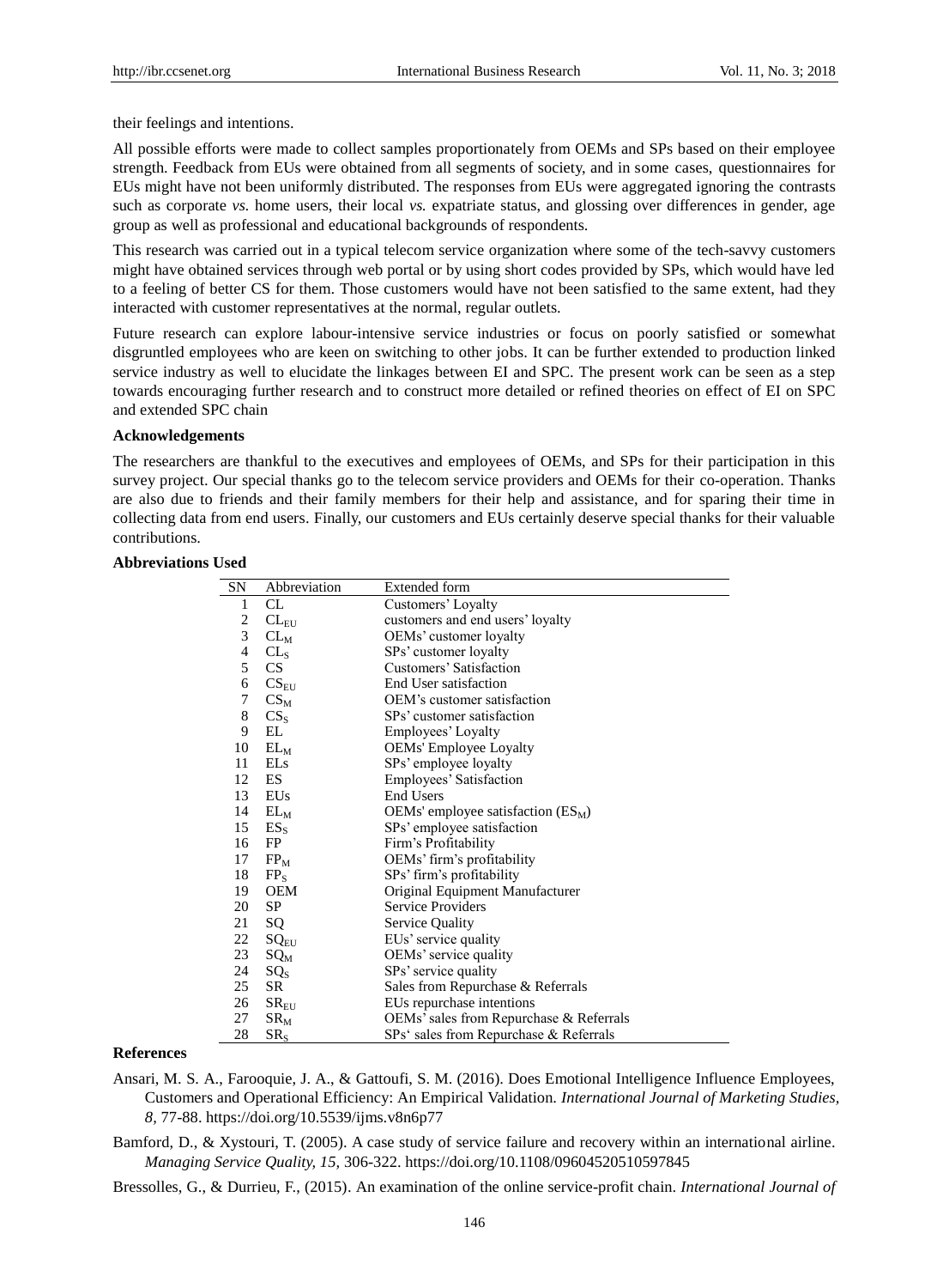their feelings and intentions.

All possible efforts were made to collect samples proportionately from OEMs and SPs based on their employee strength. Feedback from EUs were obtained from all segments of society, and in some cases, questionnaires for EUs might have not been uniformly distributed. The responses from EUs were aggregated ignoring the contrasts such as corporate *vs.* home users, their local *vs.* expatriate status, and glossing over differences in gender, age group as well as professional and educational backgrounds of respondents.

This research was carried out in a typical telecom service organization where some of the tech-savvy customers might have obtained services through web portal or by using short codes provided by SPs, which would have led to a feeling of better CS for them. Those customers would have not been satisfied to the same extent, had they interacted with customer representatives at the normal, regular outlets.

Future research can explore labour-intensive service industries or focus on poorly satisfied or somewhat disgruntled employees who are keen on switching to other jobs. It can be further extended to production linked service industry as well to elucidate the linkages between EI and SPC. The present work can be seen as a step towards encouraging further research and to construct more detailed or refined theories on effect of EI on SPC and extended SPC chain

**Acknowledgements**

The researchers are thankful to the executives and employees of OEMs, and SPs for their participation in this survey project. Our special thanks go to the telecom service providers and OEMs for their co-operation. Thanks are also due to friends and their family members for their help and assistance, and for sparing their time in collecting data from end users. Finally, our customers and EUs certainly deserve special thanks for their valuable contributions.

**Abbreviations Used**

| SN | Abbreviation | Extended form |
|---|---|---|
| 1 | CL | Customers' Loyalty |
| 2 | $CL_{EU}$ | customers and end users' loyalty |
| 3 | $CL_M$ | OEMs' customer loyalty |
| 4 | $CL_S$ | SPs' customer loyalty |
| 5 | CS | Customers' Satisfaction |
| 6 | $CS_{EU}$ | End User satisfaction |
| 7 | $CS_M$ | OEM's customer satisfaction |
| 8 | $CS_S$ | SPs' customer satisfaction |
| 9 | EL | Employees' Loyalty |
| 10 | $EL_M$ | OEMs' Employee Loyalty |
| 11 | ELs | SPs' employee loyalty |
| 12 | ES | Employees' Satisfaction |
| 13 | EUs | End Users |
| 14 | $EL_M$ | OEMs' employee satisfaction ($ES_M$) |
| 15 | $ES_S$ | SPs' employee satisfaction |
| 16 | FP | Firm's Profitability |
| 17 | $FP_M$ | OEMs' firm's profitability |
| 18 | $FP_S$ | SPs' firm's profitability |
| 19 | OEM | Original Equipment Manufacturer |
| 20 | SP | Service Providers |
| 21 | SQ | Service Quality |
| 22 | $SQ_{EU}$ | EUs' service quality |
| 23 | $SQ_M$ | OEMs' service quality |
| 24 | $SQ_S$ | SPs' service quality |
| 25 | SR | Sales from Repurchase & Referrals |
| 26 | $SR_{EU}$ | EUs repurchase intentions |
| 27 | $SR_M$ | OEMs' sales from Repurchase & Referrals |
| 28 | $SR_S$ | SPs' sales from Repurchase & Referrals |

**References**

Ansari, M. S. A., Farooquie, J. A., & Gattoufi, S. M. (2016). Does Emotional Intelligence Influence Employees, Customers and Operational Efficiency: An Empirical Validation. *International Journal of Marketing Studies, 8*, 77-88. https://doi.org/10.5539/ijms.v8n6p77

Bamford, D., & Xystouri, T. (2005). A case study of service failure and recovery within an international airline. *Managing Service Quality, 15*, 306-322. https://doi.org/10.1108/09604520510597845

Bressolles, G., & Durrieu, F., (2015). An examination of the online service-profit chain. *International Journal of*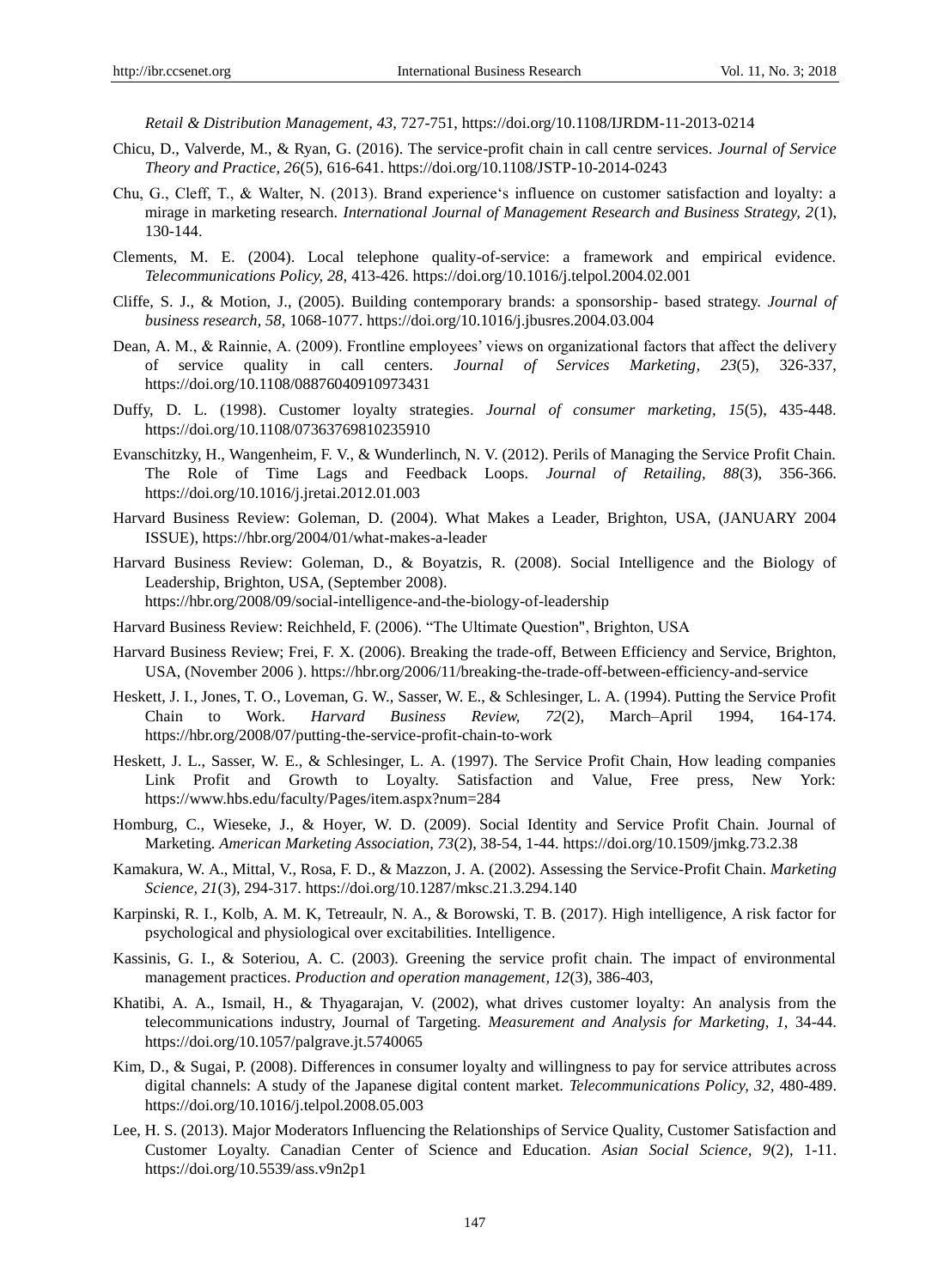*Retail & Distribution Management, 43*, 727-751, https://doi.org/10.1108/IJRDM-11-2013-0214

Chicu, D., Valverde, M., & Ryan, G. (2016). The service-profit chain in call centre services. *Journal of Service Theory and Practice, 26*(5), 616-641. https://doi.org/10.1108/JSTP-10-2014-0243

Chu, G., Cleff, T., & Walter, N. (2013). Brand experience's influence on customer satisfaction and loyalty: a mirage in marketing research. *International Journal of Management Research and Business Strategy, 2*(1), 130-144.

Clements, M. E. (2004). Local telephone quality-of-service: a framework and empirical evidence. *Telecommunications Policy, 28*, 413-426. https://doi.org/10.1016/j.telpol.2004.02.001

Cliffe, S. J., & Motion, J., (2005). Building contemporary brands: a sponsorship- based strategy. *Journal of business research, 58*, 1068-1077. https://doi.org/10.1016/j.jbusres.2004.03.004

Dean, A. M., & Rainnie, A. (2009). Frontline employees' views on organizational factors that affect the delivery of service quality in call centers. *Journal of Services Marketing, 23*(5), 326-337, https://doi.org/10.1108/08876040910973431

Duffy, D. L. (1998). Customer loyalty strategies. *Journal of consumer marketing, 15*(5), 435-448. https://doi.org/10.1108/07363769810235910

Evanschitzky, H., Wangenheim, F. V., & Wunderlinch, N. V. (2012). Perils of Managing the Service Profit Chain. The Role of Time Lags and Feedback Loops. *Journal of Retailing, 88*(3), 356-366. https://doi.org/10.1016/j.jretai.2012.01.003

Harvard Business Review: Goleman, D. (2004). What Makes a Leader, Brighton, USA, (JANUARY 2004 ISSUE), https://hbr.org/2004/01/what-makes-a-leader

Harvard Business Review: Goleman, D., & Boyatzis, R. (2008). Social Intelligence and the Biology of Leadership, Brighton, USA, (September 2008). https://hbr.org/2008/09/social-intelligence-and-the-biology-of-leadership

Harvard Business Review: Reichheld, F. (2006). "The Ultimate Question", Brighton, USA

Harvard Business Review; Frei, F. X. (2006). Breaking the trade-off, Between Efficiency and Service, Brighton, USA, (November 2006 ). https://hbr.org/2006/11/breaking-the-trade-off-between-efficiency-and-service

Heskett, J. I., Jones, T. O., Loveman, G. W., Sasser, W. E., & Schlesinger, L. A. (1994). Putting the Service Profit Chain to Work. *Harvard Business Review, 72*(2), March–April 1994, 164-174. https://hbr.org/2008/07/putting-the-service-profit-chain-to-work

Heskett, J. L., Sasser, W. E., & Schlesinger, L. A. (1997). The Service Profit Chain, How leading companies Link Profit and Growth to Loyalty. Satisfaction and Value, Free press, New York: https://www.hbs.edu/faculty/Pages/item.aspx?num=284

Homburg, C., Wieseke, J., & Hoyer, W. D. (2009). Social Identity and Service Profit Chain. Journal of Marketing. *American Marketing Association, 73*(2), 38-54, 1-44. https://doi.org/10.1509/jmkg.73.2.38

Kamakura, W. A., Mittal, V., Rosa, F. D., & Mazzon, J. A. (2002). Assessing the Service-Profit Chain. *Marketing Science, 21*(3), 294-317. https://doi.org/10.1287/mksc.21.3.294.140

Karpinski, R. I., Kolb, A. M. K, Tetreaulr, N. A., & Borowski, T. B. (2017). High intelligence, A risk factor for psychological and physiological over excitabilities. Intelligence.

Kassinis, G. I., & Soteriou, A. C. (2003). Greening the service profit chain. The impact of environmental management practices. *Production and operation management, 12*(3), 386-403,

Khatibi, A. A., Ismail, H., & Thyagarajan, V. (2002), what drives customer loyalty: An analysis from the telecommunications industry, Journal of Targeting. *Measurement and Analysis for Marketing, 1*, 34-44. https://doi.org/10.1057/palgrave.jt.5740065

Kim, D., & Sugai, P. (2008). Differences in consumer loyalty and willingness to pay for service attributes across digital channels: A study of the Japanese digital content market. *Telecommunications Policy, 32*, 480-489. https://doi.org/10.1016/j.telpol.2008.05.003

Lee, H. S. (2013). Major Moderators Influencing the Relationships of Service Quality, Customer Satisfaction and Customer Loyalty. Canadian Center of Science and Education. *Asian Social Science, 9*(2), 1-11. https://doi.org/10.5539/ass.v9n2p1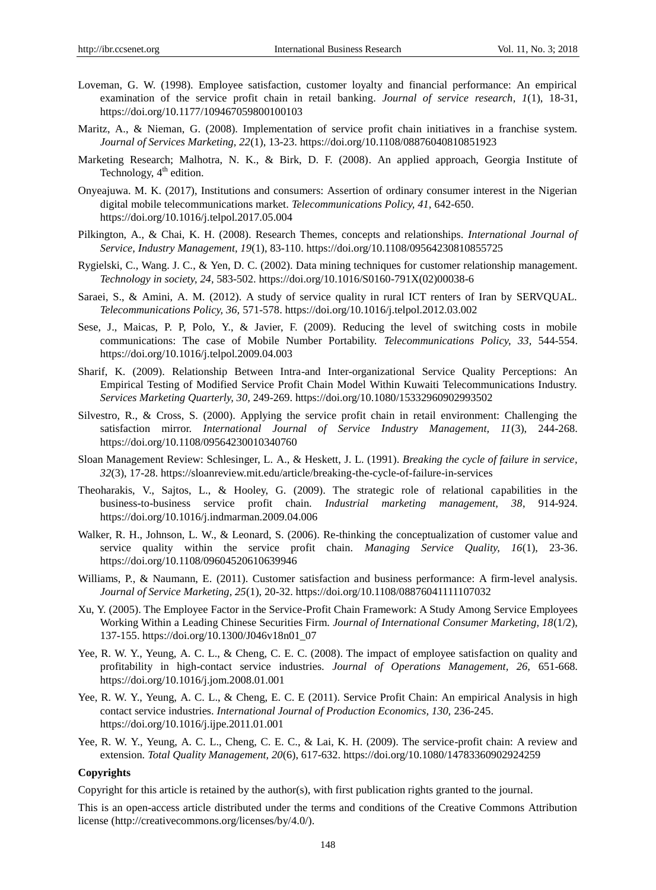Loveman, G. W. (1998). Employee satisfaction, customer loyalty and financial performance: An empirical examination of the service profit chain in retail banking. *Journal of service research, 1*(1), 18-31, https://doi.org/10.1177/109467059800100103

Maritz, A., & Nieman, G. (2008). Implementation of service profit chain initiatives in a franchise system. *Journal of Services Marketing, 22*(1), 13-23. https://doi.org/10.1108/08876040810851923

Marketing Research; Malhotra, N. K., & Birk, D. F. (2008). An applied approach, Georgia Institute of Technology, 4th edition.

Onyeajuwa. M. K. (2017), Institutions and consumers: Assertion of ordinary consumer interest in the Nigerian digital mobile telecommunications market. *Telecommunications Policy, 41*, 642-650. https://doi.org/10.1016/j.telpol.2017.05.004

Pilkington, A., & Chai, K. H. (2008). Research Themes, concepts and relationships. *International Journal of Service, Industry Management, 19*(1), 83-110. https://doi.org/10.1108/09564230810855725

Rygielski, C., Wang. J. C., & Yen, D. C. (2002). Data mining techniques for customer relationship management. *Technology in society, 24*, 583-502. https://doi.org/10.1016/S0160-791X(02)00038-6

Saraei, S., & Amini, A. M. (2012). A study of service quality in rural ICT renters of Iran by SERVQUAL. *Telecommunications Policy, 36*, 571-578. https://doi.org/10.1016/j.telpol.2012.03.002

Sese, J., Maicas, P. P, Polo, Y., & Javier, F. (2009). Reducing the level of switching costs in mobile communications: The case of Mobile Number Portability. *Telecommunications Policy, 33*, 544-554. https://doi.org/10.1016/j.telpol.2009.04.003

Sharif, K. (2009). Relationship Between Intra-and Inter-organizational Service Quality Perceptions: An Empirical Testing of Modified Service Profit Chain Model Within Kuwaiti Telecommunications Industry. *Services Marketing Quarterly, 30*, 249-269. https://doi.org/10.1080/15332960902993502

Silvestro, R., & Cross, S. (2000). Applying the service profit chain in retail environment: Challenging the satisfaction mirror. *International Journal of Service Industry Management, 11*(3), 244-268. https://doi.org/10.1108/09564230010340760

Sloan Management Review: Schlesinger, L. A., & Heskett, J. L. (1991). *Breaking the cycle of failure in service, 32*(3), 17-28. https://sloanreview.mit.edu/article/breaking-the-cycle-of-failure-in-services

Theoharakis, V., Sajtos, L., & Hooley, G. (2009). The strategic role of relational capabilities in the business-to-business service profit chain. *Industrial marketing management, 38*, 914-924. https://doi.org/10.1016/j.indmarman.2009.04.006

Walker, R. H., Johnson, L. W., & Leonard, S. (2006). Re-thinking the conceptualization of customer value and service quality within the service profit chain. *Managing Service Quality, 16*(1), 23-36. https://doi.org/10.1108/09604520610639946

Williams, P., & Naumann, E. (2011). Customer satisfaction and business performance: A firm-level analysis. *Journal of Service Marketing, 25*(1), 20-32. https://doi.org/10.1108/08876041111107032

Xu, Y. (2005). The Employee Factor in the Service-Profit Chain Framework: A Study Among Service Employees Working Within a Leading Chinese Securities Firm. *Journal of International Consumer Marketing, 18*(1/2), 137-155. https://doi.org/10.1300/J046v18n01_07

Yee, R. W. Y., Yeung, A. C. L., & Cheng, C. E. C. (2008). The impact of employee satisfaction on quality and profitability in high-contact service industries. *Journal of Operations Management, 26*, 651-668. https://doi.org/10.1016/j.jom.2008.01.001

Yee, R. W. Y., Yeung, A. C. L., & Cheng, E. C. E (2011). Service Profit Chain: An empirical Analysis in high contact service industries. *International Journal of Production Economics, 130*, 236-245. https://doi.org/10.1016/j.ijpe.2011.01.001

Yee, R. W. Y., Yeung, A. C. L., Cheng, C. E. C., & Lai, K. H. (2009). The service-profit chain: A review and extension. *Total Quality Management, 20*(6), 617-632. https://doi.org/10.1080/14783360902924259

**Copyrights**

Copyright for this article is retained by the author(s), with first publication rights granted to the journal.

This is an open-access article distributed under the terms and conditions of the Creative Commons Attribution license (http://creativecommons.org/licenses/by/4.0/).